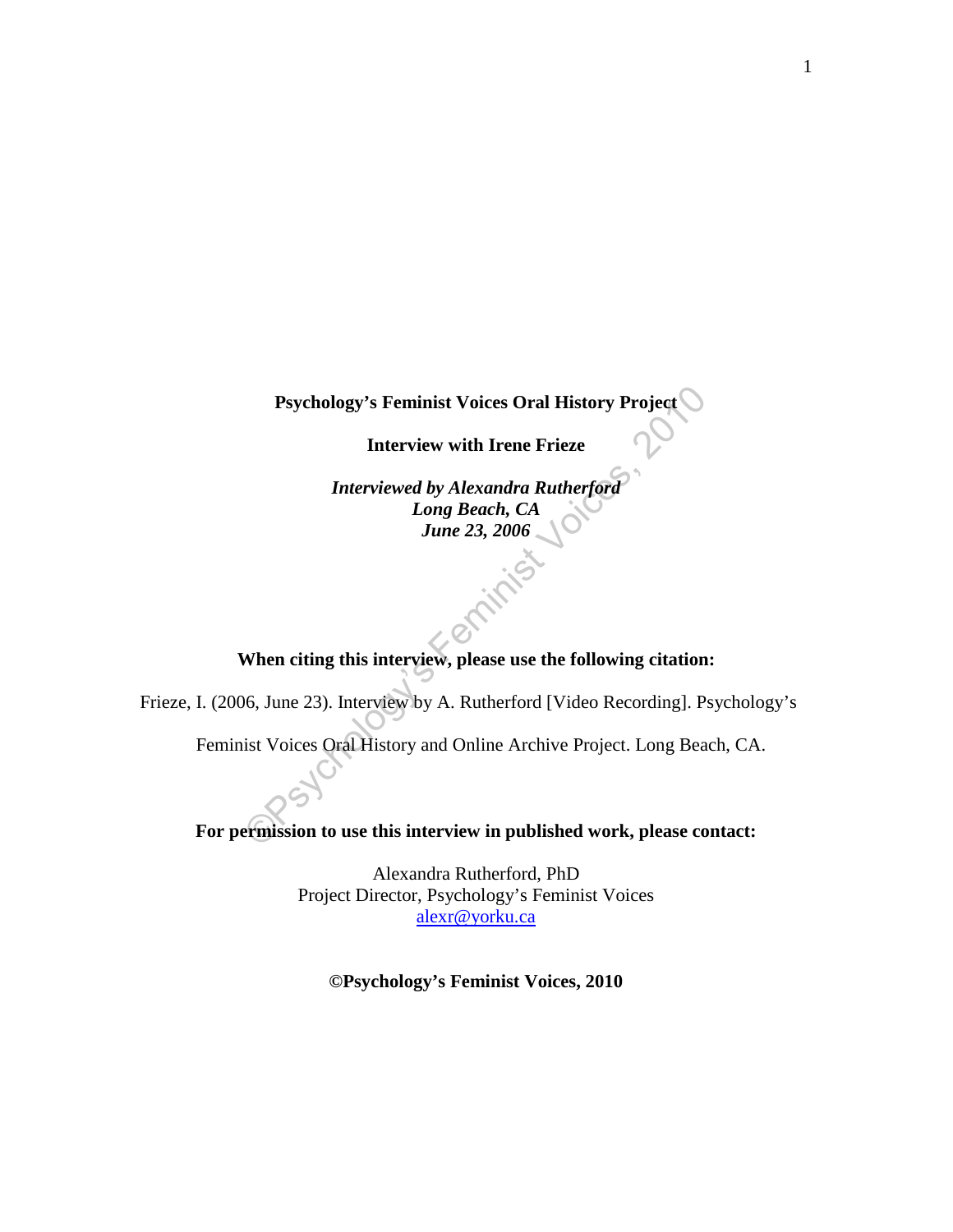**Psychology's Feminist Voices Oral History Project**

**Interview with Irene Frieze**

***Interviewed by Alexandra Rutherford***
***Long Beach, CA***
***June 23, 2006***

**When citing this interview, please use the following citation:**

Frieze, I. (2006, June 23). Interview by A. Rutherford [Video Recording]. Psychology's Feminist Voices Oral History and Online Archive Project. Long Beach, CA.

**For permission to use this interview in published work, please contact:**

Alexandra Rutherford, PhD
Project Director, Psychology's Feminist Voices
alexr@yorku.ca

**©Psychology's Feminist Voices, 2010**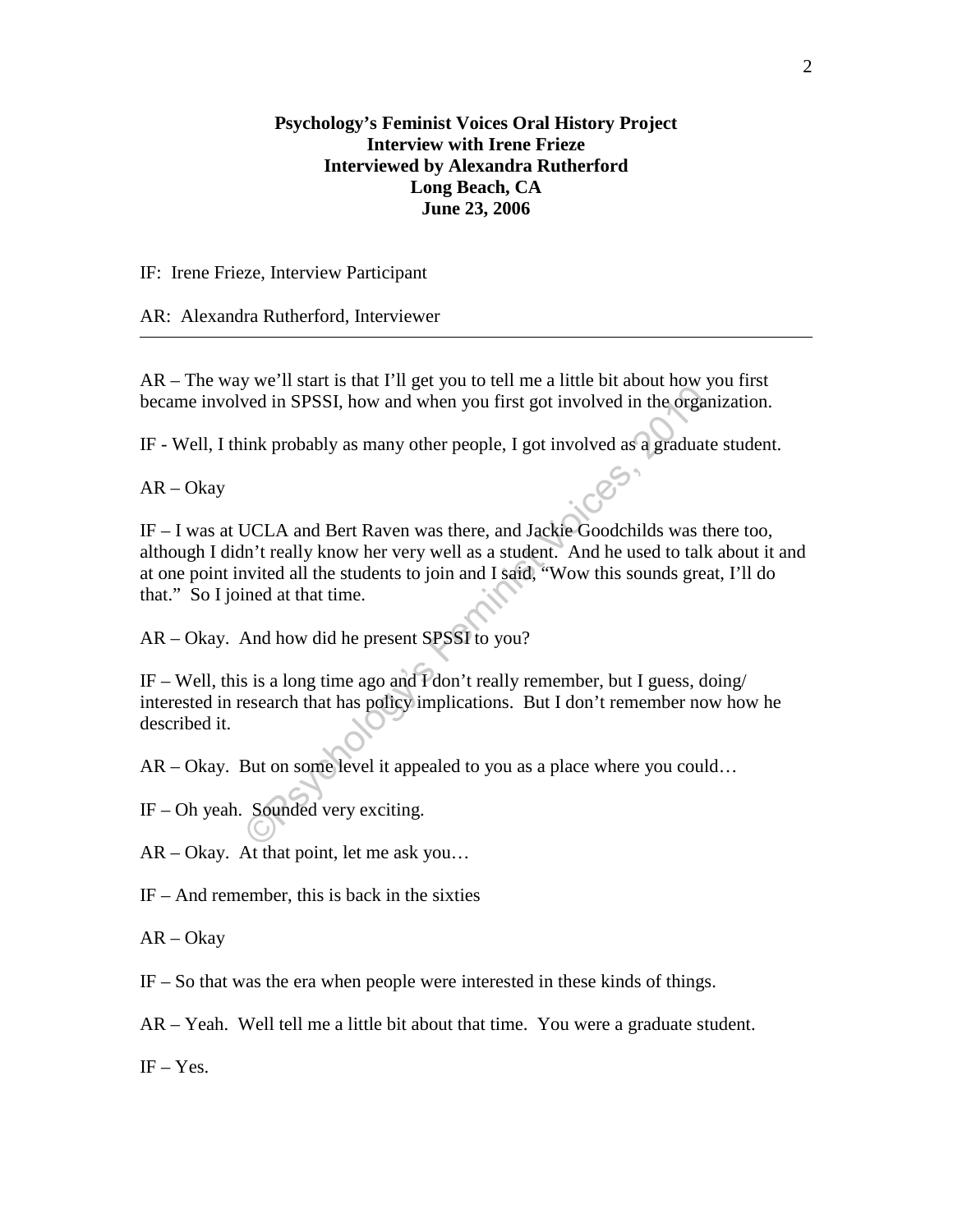**Psychology's Feminist Voices Oral History Project**
**Interview with Irene Frieze**
**Interviewed by Alexandra Rutherford**
**Long Beach, CA**
**June 23, 2006**

IF: Irene Frieze, Interview Participant

AR: Alexandra Rutherford, Interviewer

---

AR – The way we'll start is that I'll get you to tell me a little bit about how you first became involved in SPSSI, how and when you first got involved in the organization.

IF - Well, I think probably as many other people, I got involved as a graduate student.

AR – Okay

IF – I was at UCLA and Bert Raven was there, and Jackie Goodchilds was there too, although I didn't really know her very well as a student. And he used to talk about it and at one point invited all the students to join and I said, "Wow this sounds great, I'll do that." So I joined at that time.

AR – Okay. And how did he present SPSSI to you?

IF – Well, this is a long time ago and I don't really remember, but I guess, doing/ interested in research that has policy implications. But I don't remember now how he described it.

AR – Okay. But on some level it appealed to you as a place where you could…

IF – Oh yeah. Sounded very exciting.

AR – Okay. At that point, let me ask you…

IF – And remember, this is back in the sixties

AR – Okay

IF – So that was the era when people were interested in these kinds of things.

AR – Yeah. Well tell me a little bit about that time. You were a graduate student.

IF – Yes.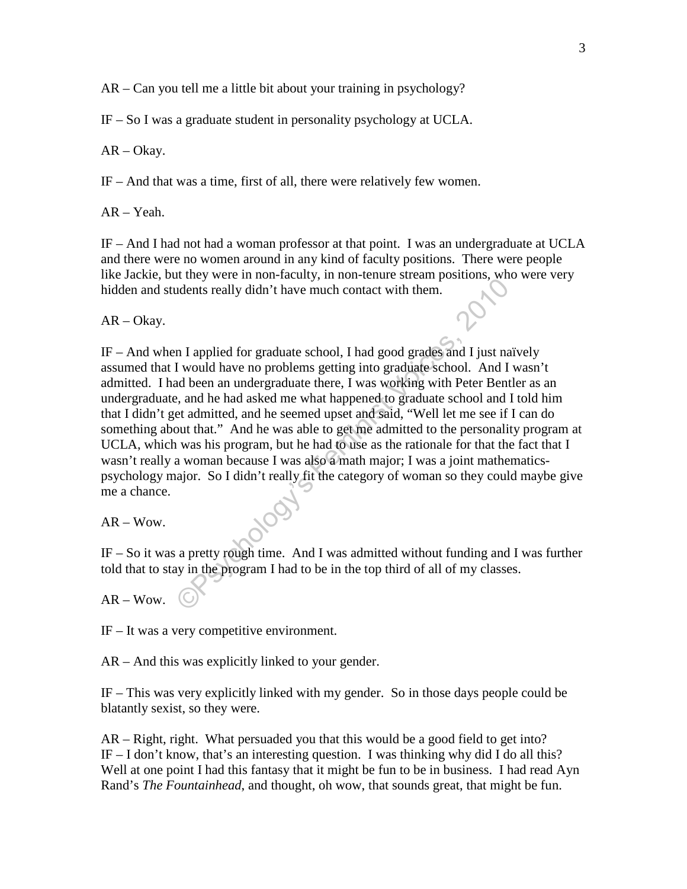AR – Can you tell me a little bit about your training in psychology?

IF – So I was a graduate student in personality psychology at UCLA.

AR – Okay.

IF – And that was a time, first of all, there were relatively few women.

AR – Yeah.

IF – And I had not had a woman professor at that point. I was an undergraduate at UCLA and there were no women around in any kind of faculty positions. There were people like Jackie, but they were in non-faculty, in non-tenure stream positions, who were very hidden and students really didn't have much contact with them.

AR – Okay.

IF – And when I applied for graduate school, I had good grades and I just naïvely assumed that I would have no problems getting into graduate school. And I wasn't admitted. I had been an undergraduate there, I was working with Peter Bentler as an undergraduate, and he had asked me what happened to graduate school and I told him that I didn't get admitted, and he seemed upset and said, "Well let me see if I can do something about that." And he was able to get me admitted to the personality program at UCLA, which was his program, but he had to use as the rationale for that the fact that I wasn't really a woman because I was also a math major; I was a joint mathematics-psychology major. So I didn't really fit the category of woman so they could maybe give me a chance.

AR – Wow.

IF – So it was a pretty rough time. And I was admitted without funding and I was further told that to stay in the program I had to be in the top third of all of my classes.

AR – Wow.

IF – It was a very competitive environment.

AR – And this was explicitly linked to your gender.

IF – This was very explicitly linked with my gender. So in those days people could be blatantly sexist, so they were.

AR – Right, right. What persuaded you that this would be a good field to get into?
IF – I don't know, that's an interesting question. I was thinking why did I do all this? Well at one point I had this fantasy that it might be fun to be in business. I had read Ayn Rand's *The Fountainhead*, and thought, oh wow, that sounds great, that might be fun.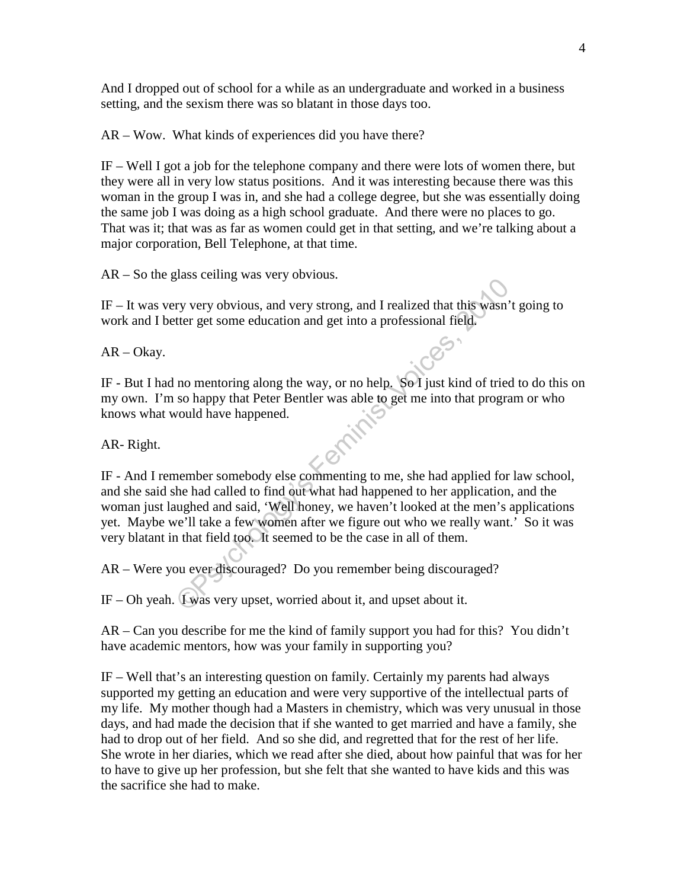And I dropped out of school for a while as an undergraduate and worked in a business setting, and the sexism there was so blatant in those days too.

AR – Wow. What kinds of experiences did you have there?

IF – Well I got a job for the telephone company and there were lots of women there, but they were all in very low status positions. And it was interesting because there was this woman in the group I was in, and she had a college degree, but she was essentially doing the same job I was doing as a high school graduate. And there were no places to go. That was it; that was as far as women could get in that setting, and we're talking about a major corporation, Bell Telephone, at that time.

AR – So the glass ceiling was very obvious.

IF – It was very very obvious, and very strong, and I realized that this wasn't going to work and I better get some education and get into a professional field.

AR – Okay.

IF - But I had no mentoring along the way, or no help. So I just kind of tried to do this on my own. I'm so happy that Peter Bentler was able to get me into that program or who knows what would have happened.

AR- Right.

IF - And I remember somebody else commenting to me, she had applied for law school, and she said she had called to find out what had happened to her application, and the woman just laughed and said, 'Well honey, we haven't looked at the men's applications yet. Maybe we'll take a few women after we figure out who we really want.' So it was very blatant in that field too. It seemed to be the case in all of them.

AR – Were you ever discouraged? Do you remember being discouraged?

IF – Oh yeah. I was very upset, worried about it, and upset about it.

AR – Can you describe for me the kind of family support you had for this? You didn't have academic mentors, how was your family in supporting you?

IF – Well that's an interesting question on family. Certainly my parents had always supported my getting an education and were very supportive of the intellectual parts of my life. My mother though had a Masters in chemistry, which was very unusual in those days, and had made the decision that if she wanted to get married and have a family, she had to drop out of her field. And so she did, and regretted that for the rest of her life. She wrote in her diaries, which we read after she died, about how painful that was for her to have to give up her profession, but she felt that she wanted to have kids and this was the sacrifice she had to make.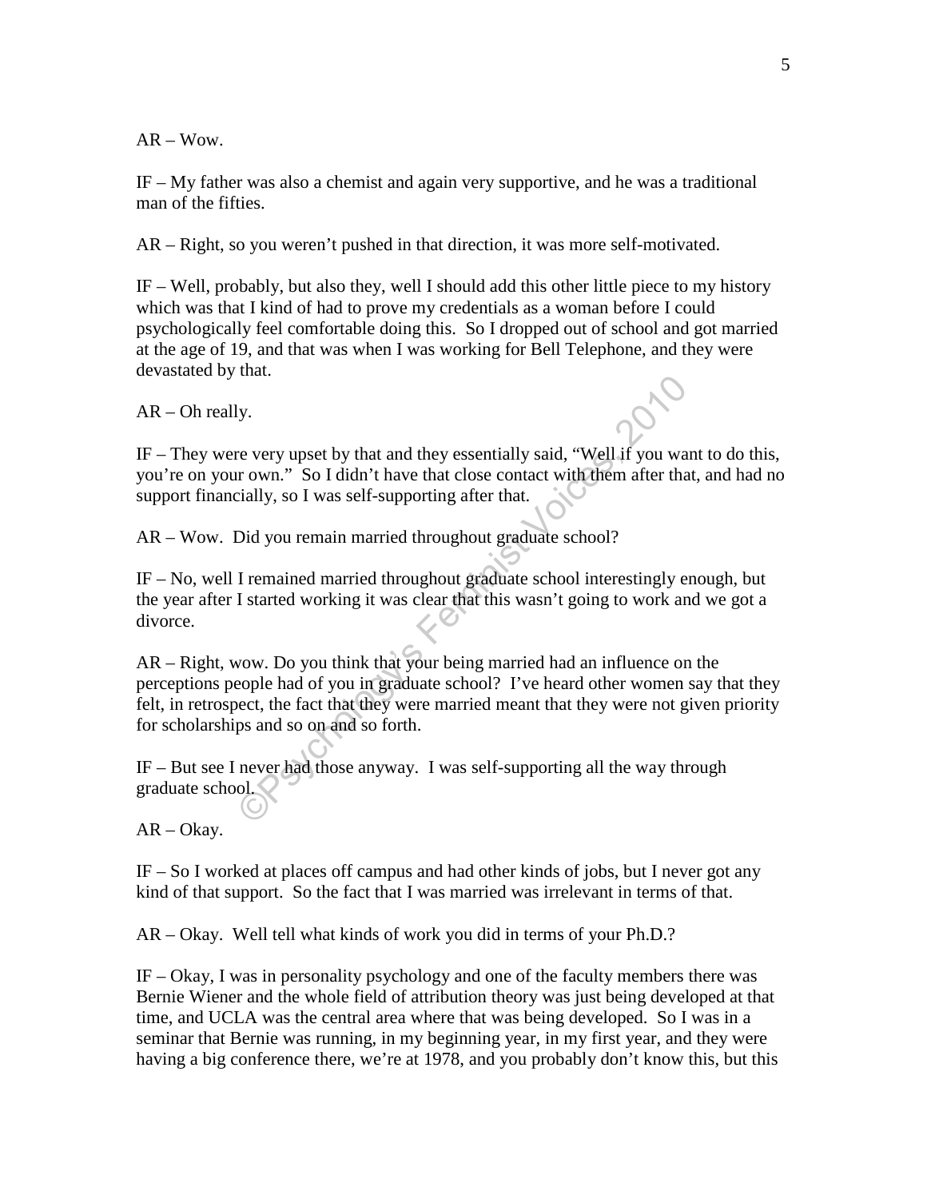AR – Wow.

IF – My father was also a chemist and again very supportive, and he was a traditional man of the fifties.

AR – Right, so you weren't pushed in that direction, it was more self-motivated.

IF – Well, probably, but also they, well I should add this other little piece to my history which was that I kind of had to prove my credentials as a woman before I could psychologically feel comfortable doing this. So I dropped out of school and got married at the age of 19, and that was when I was working for Bell Telephone, and they were devastated by that.

AR – Oh really.

IF – They were very upset by that and they essentially said, "Well if you want to do this, you're on your own." So I didn't have that close contact with them after that, and had no support financially, so I was self-supporting after that.

AR – Wow. Did you remain married throughout graduate school?

IF – No, well I remained married throughout graduate school interestingly enough, but the year after I started working it was clear that this wasn't going to work and we got a divorce.

AR – Right, wow. Do you think that your being married had an influence on the perceptions people had of you in graduate school? I've heard other women say that they felt, in retrospect, the fact that they were married meant that they were not given priority for scholarships and so on and so forth.

IF – But see I never had those anyway. I was self-supporting all the way through graduate school.

AR – Okay.

IF – So I worked at places off campus and had other kinds of jobs, but I never got any kind of that support. So the fact that I was married was irrelevant in terms of that.

AR – Okay. Well tell what kinds of work you did in terms of your Ph.D.?

IF – Okay, I was in personality psychology and one of the faculty members there was Bernie Wiener and the whole field of attribution theory was just being developed at that time, and UCLA was the central area where that was being developed. So I was in a seminar that Bernie was running, in my beginning year, in my first year, and they were having a big conference there, we're at 1978, and you probably don't know this, but this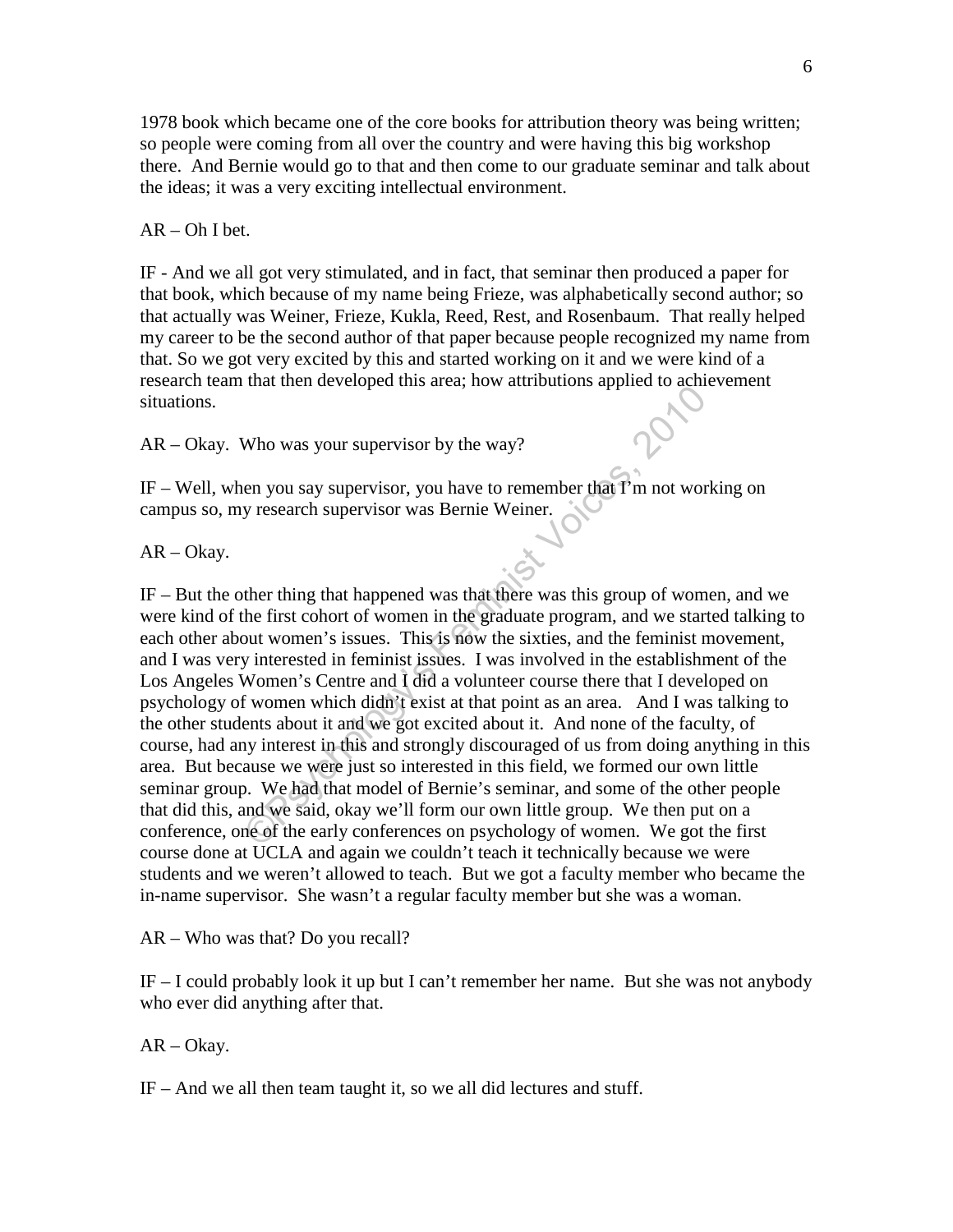1978 book which became one of the core books for attribution theory was being written; so people were coming from all over the country and were having this big workshop there. And Bernie would go to that and then come to our graduate seminar and talk about the ideas; it was a very exciting intellectual environment.

AR – Oh I bet.

IF - And we all got very stimulated, and in fact, that seminar then produced a paper for that book, which because of my name being Frieze, was alphabetically second author; so that actually was Weiner, Frieze, Kukla, Reed, Rest, and Rosenbaum. That really helped my career to be the second author of that paper because people recognized my name from that. So we got very excited by this and started working on it and we were kind of a research team that then developed this area; how attributions applied to achievement situations.

AR – Okay. Who was your supervisor by the way?

IF – Well, when you say supervisor, you have to remember that I'm not working on campus so, my research supervisor was Bernie Weiner.

AR – Okay.

IF – But the other thing that happened was that there was this group of women, and we were kind of the first cohort of women in the graduate program, and we started talking to each other about women's issues. This is now the sixties, and the feminist movement, and I was very interested in feminist issues. I was involved in the establishment of the Los Angeles Women's Centre and I did a volunteer course there that I developed on psychology of women which didn't exist at that point as an area. And I was talking to the other students about it and we got excited about it. And none of the faculty, of course, had any interest in this and strongly discouraged of us from doing anything in this area. But because we were just so interested in this field, we formed our own little seminar group. We had that model of Bernie's seminar, and some of the other people that did this, and we said, okay we'll form our own little group. We then put on a conference, one of the early conferences on psychology of women. We got the first course done at UCLA and again we couldn't teach it technically because we were students and we weren't allowed to teach. But we got a faculty member who became the in-name supervisor. She wasn't a regular faculty member but she was a woman.

AR – Who was that? Do you recall?

IF – I could probably look it up but I can't remember her name. But she was not anybody who ever did anything after that.

AR – Okay.

IF – And we all then team taught it, so we all did lectures and stuff.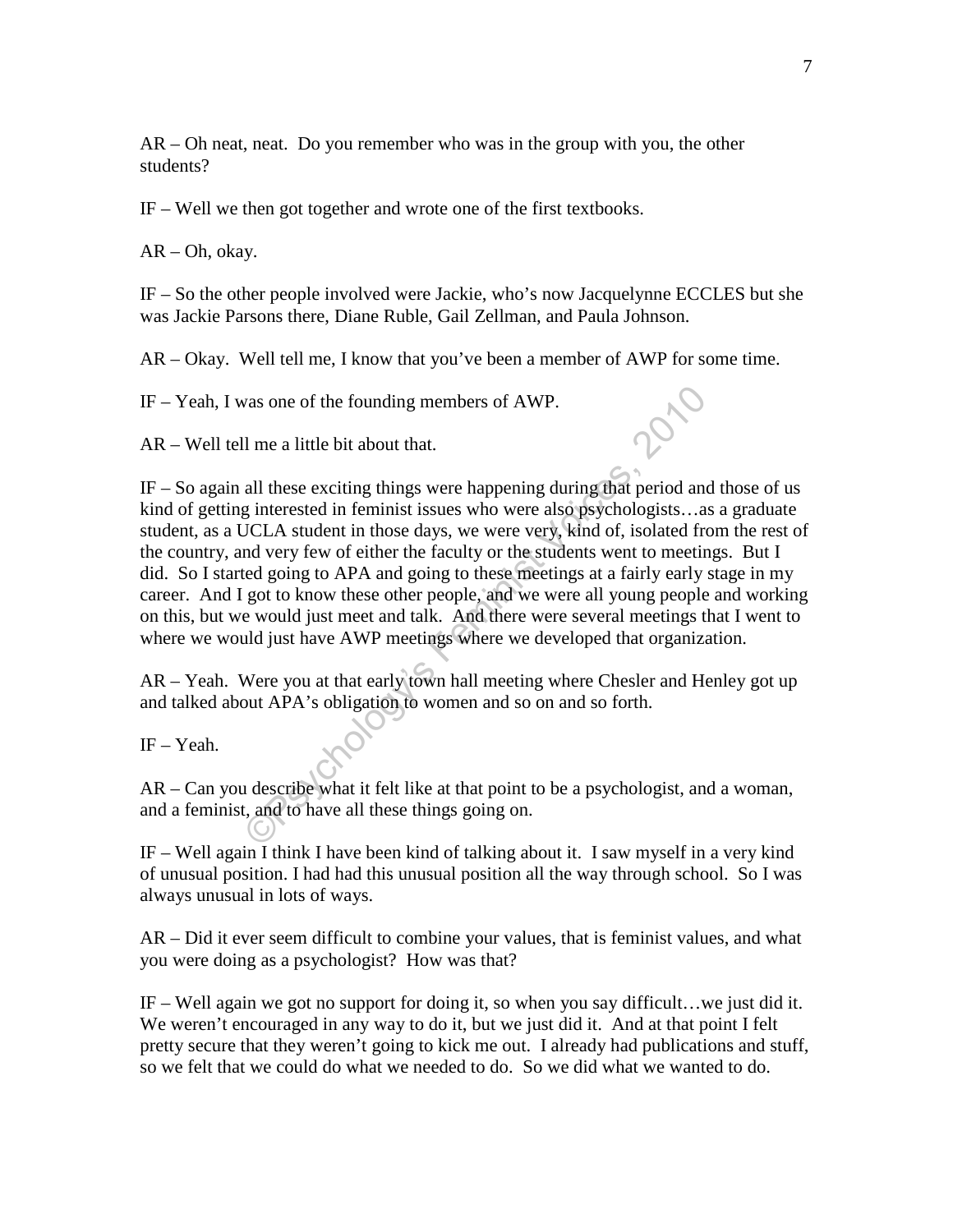AR – Oh neat, neat. Do you remember who was in the group with you, the other students?

IF – Well we then got together and wrote one of the first textbooks.

AR – Oh, okay.

IF – So the other people involved were Jackie, who's now Jacquelynne ECCLES but she was Jackie Parsons there, Diane Ruble, Gail Zellman, and Paula Johnson.

AR – Okay. Well tell me, I know that you've been a member of AWP for some time.

IF – Yeah, I was one of the founding members of AWP.

AR – Well tell me a little bit about that.

IF – So again all these exciting things were happening during that period and those of us kind of getting interested in feminist issues who were also psychologists…as a graduate student, as a UCLA student in those days, we were very, kind of, isolated from the rest of the country, and very few of either the faculty or the students went to meetings. But I did. So I started going to APA and going to these meetings at a fairly early stage in my career. And I got to know these other people, and we were all young people and working on this, but we would just meet and talk. And there were several meetings that I went to where we would just have AWP meetings where we developed that organization.

AR – Yeah. Were you at that early town hall meeting where Chesler and Henley got up and talked about APA's obligation to women and so on and so forth.

IF – Yeah.

AR – Can you describe what it felt like at that point to be a psychologist, and a woman, and a feminist, and to have all these things going on.

IF – Well again I think I have been kind of talking about it. I saw myself in a very kind of unusual position. I had had this unusual position all the way through school. So I was always unusual in lots of ways.

AR – Did it ever seem difficult to combine your values, that is feminist values, and what you were doing as a psychologist? How was that?

IF – Well again we got no support for doing it, so when you say difficult…we just did it. We weren't encouraged in any way to do it, but we just did it. And at that point I felt pretty secure that they weren't going to kick me out. I already had publications and stuff, so we felt that we could do what we needed to do. So we did what we wanted to do.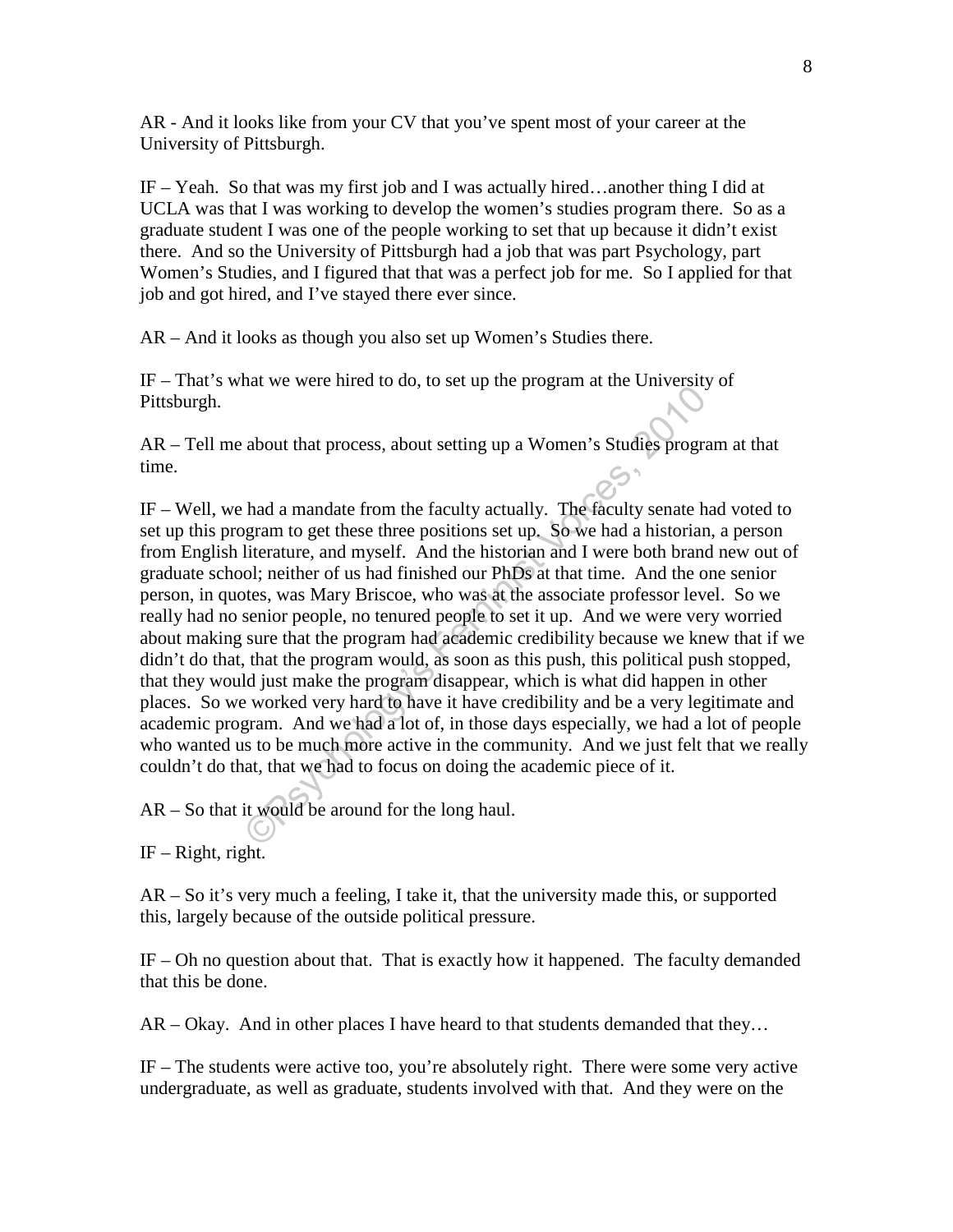AR - And it looks like from your CV that you've spent most of your career at the University of Pittsburgh.

IF – Yeah. So that was my first job and I was actually hired…another thing I did at UCLA was that I was working to develop the women's studies program there. So as a graduate student I was one of the people working to set that up because it didn't exist there. And so the University of Pittsburgh had a job that was part Psychology, part Women's Studies, and I figured that that was a perfect job for me. So I applied for that job and got hired, and I've stayed there ever since.

AR – And it looks as though you also set up Women's Studies there.

IF – That's what we were hired to do, to set up the program at the University of Pittsburgh.

AR – Tell me about that process, about setting up a Women's Studies program at that time.

IF – Well, we had a mandate from the faculty actually. The faculty senate had voted to set up this program to get these three positions set up. So we had a historian, a person from English literature, and myself. And the historian and I were both brand new out of graduate school; neither of us had finished our PhDs at that time. And the one senior person, in quotes, was Mary Briscoe, who was at the associate professor level. So we really had no senior people, no tenured people to set it up. And we were very worried about making sure that the program had academic credibility because we knew that if we didn't do that, that the program would, as soon as this push, this political push stopped, that they would just make the program disappear, which is what did happen in other places. So we worked very hard to have it have credibility and be a very legitimate and academic program. And we had a lot of, in those days especially, we had a lot of people who wanted us to be much more active in the community. And we just felt that we really couldn't do that, that we had to focus on doing the academic piece of it.

AR – So that it would be around for the long haul.

IF – Right, right.

AR – So it's very much a feeling, I take it, that the university made this, or supported this, largely because of the outside political pressure.

IF – Oh no question about that. That is exactly how it happened. The faculty demanded that this be done.

AR – Okay. And in other places I have heard to that students demanded that they…

IF – The students were active too, you're absolutely right. There were some very active undergraduate, as well as graduate, students involved with that. And they were on the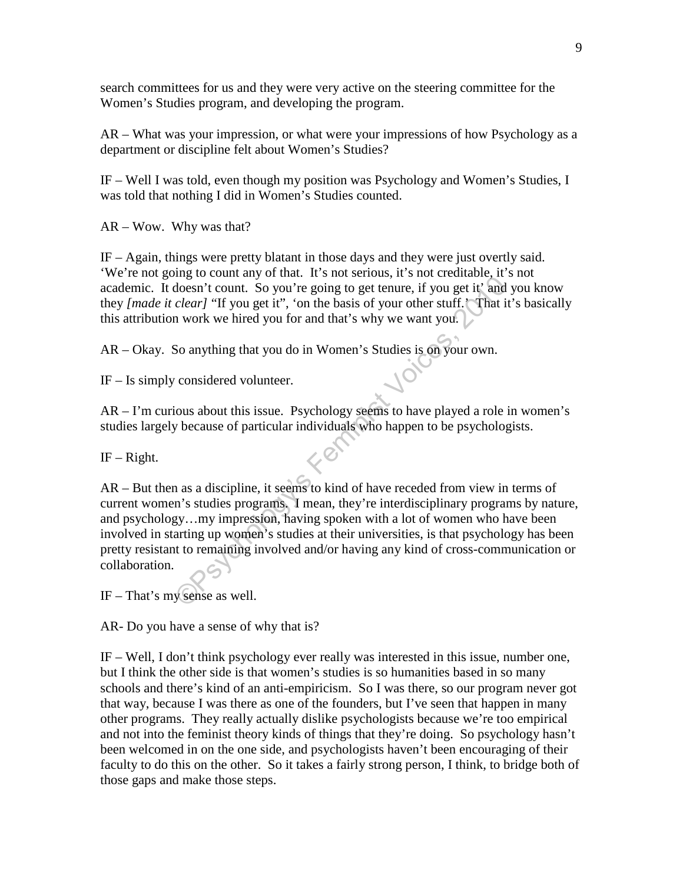search committees for us and they were very active on the steering committee for the Women's Studies program, and developing the program.

AR – What was your impression, or what were your impressions of how Psychology as a department or discipline felt about Women's Studies?

IF – Well I was told, even though my position was Psychology and Women's Studies, I was told that nothing I did in Women's Studies counted.

AR – Wow. Why was that?

IF – Again, things were pretty blatant in those days and they were just overtly said. 'We're not going to count any of that. It's not serious, it's not creditable, it's not academic. It doesn't count. So you're going to get tenure, if you get it' and you know they *[made it clear]* "If you get it", 'on the basis of your other stuff.' That it's basically this attribution work we hired you for and that's why we want you.

AR – Okay. So anything that you do in Women's Studies is on your own.

IF – Is simply considered volunteer.

AR – I'm curious about this issue. Psychology seems to have played a role in women's studies largely because of particular individuals who happen to be psychologists.

IF – Right.

AR – But then as a discipline, it seems to kind of have receded from view in terms of current women's studies programs. I mean, they're interdisciplinary programs by nature, and psychology…my impression, having spoken with a lot of women who have been involved in starting up women's studies at their universities, is that psychology has been pretty resistant to remaining involved and/or having any kind of cross-communication or collaboration.

IF – That's my sense as well.

AR- Do you have a sense of why that is?

IF – Well, I don't think psychology ever really was interested in this issue, number one, but I think the other side is that women's studies is so humanities based in so many schools and there's kind of an anti-empiricism. So I was there, so our program never got that way, because I was there as one of the founders, but I've seen that happen in many other programs. They really actually dislike psychologists because we're too empirical and not into the feminist theory kinds of things that they're doing. So psychology hasn't been welcomed in on the one side, and psychologists haven't been encouraging of their faculty to do this on the other. So it takes a fairly strong person, I think, to bridge both of those gaps and make those steps.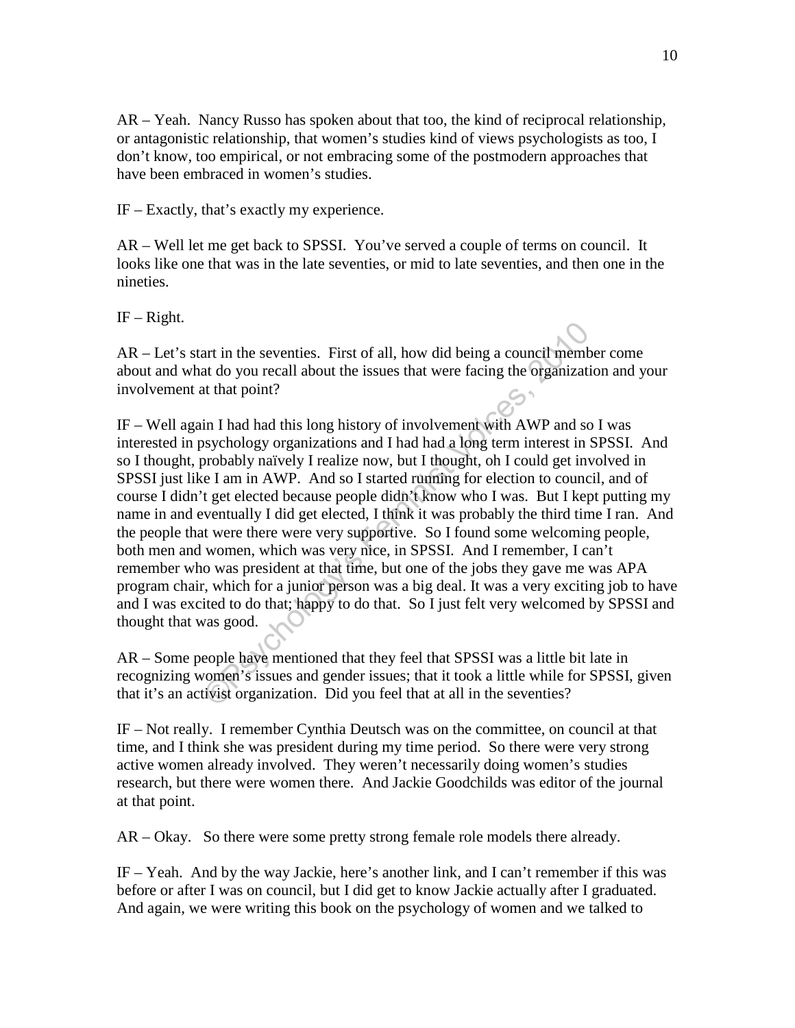AR – Yeah. Nancy Russo has spoken about that too, the kind of reciprocal relationship, or antagonistic relationship, that women's studies kind of views psychologists as too, I don't know, too empirical, or not embracing some of the postmodern approaches that have been embraced in women's studies.

IF – Exactly, that's exactly my experience.

AR – Well let me get back to SPSSI. You've served a couple of terms on council. It looks like one that was in the late seventies, or mid to late seventies, and then one in the nineties.

IF – Right.

AR – Let's start in the seventies. First of all, how did being a council member come about and what do you recall about the issues that were facing the organization and your involvement at that point?

IF – Well again I had had this long history of involvement with AWP and so I was interested in psychology organizations and I had had a long term interest in SPSSI. And so I thought, probably naïvely I realize now, but I thought, oh I could get involved in SPSSI just like I am in AWP. And so I started running for election to council, and of course I didn't get elected because people didn't know who I was. But I kept putting my name in and eventually I did get elected, I think it was probably the third time I ran. And the people that were there were very supportive. So I found some welcoming people, both men and women, which was very nice, in SPSSI. And I remember, I can't remember who was president at that time, but one of the jobs they gave me was APA program chair, which for a junior person was a big deal. It was a very exciting job to have and I was excited to do that; happy to do that. So I just felt very welcomed by SPSSI and thought that was good.

AR – Some people have mentioned that they feel that SPSSI was a little bit late in recognizing women's issues and gender issues; that it took a little while for SPSSI, given that it's an activist organization. Did you feel that at all in the seventies?

IF – Not really. I remember Cynthia Deutsch was on the committee, on council at that time, and I think she was president during my time period. So there were very strong active women already involved. They weren't necessarily doing women's studies research, but there were women there. And Jackie Goodchilds was editor of the journal at that point.

AR – Okay. So there were some pretty strong female role models there already.

IF – Yeah. And by the way Jackie, here's another link, and I can't remember if this was before or after I was on council, but I did get to know Jackie actually after I graduated. And again, we were writing this book on the psychology of women and we talked to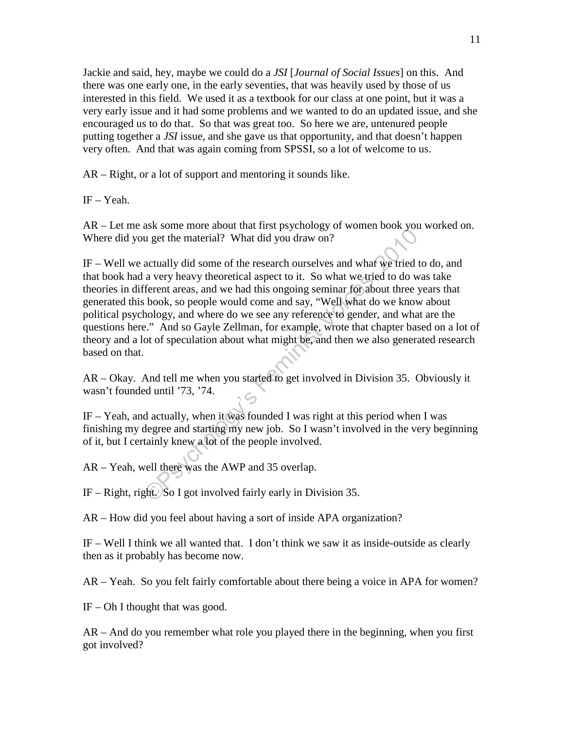Jackie and said, hey, maybe we could do a *JSI* [*Journal of Social Issues*] on this. And there was one early one, in the early seventies, that was heavily used by those of us interested in this field. We used it as a textbook for our class at one point, but it was a very early issue and it had some problems and we wanted to do an updated issue, and she encouraged us to do that. So that was great too. So here we are, untenured people putting together a *JSI* issue, and she gave us that opportunity, and that doesn't happen very often. And that was again coming from SPSSI, so a lot of welcome to us.

AR – Right, or a lot of support and mentoring it sounds like.

IF – Yeah.

AR – Let me ask some more about that first psychology of women book you worked on. Where did you get the material? What did you draw on?

IF – Well we actually did some of the research ourselves and what we tried to do, and that book had a very heavy theoretical aspect to it. So what we tried to do was take theories in different areas, and we had this ongoing seminar for about three years that generated this book, so people would come and say, "Well what do we know about political psychology, and where do we see any reference to gender, and what are the questions here." And so Gayle Zellman, for example, wrote that chapter based on a lot of theory and a lot of speculation about what might be, and then we also generated research based on that.

AR – Okay. And tell me when you started to get involved in Division 35. Obviously it wasn't founded until '73, '74.

IF – Yeah, and actually, when it was founded I was right at this period when I was finishing my degree and starting my new job. So I wasn't involved in the very beginning of it, but I certainly knew a lot of the people involved.

AR – Yeah, well there was the AWP and 35 overlap.

IF – Right, right. So I got involved fairly early in Division 35.

AR – How did you feel about having a sort of inside APA organization?

IF – Well I think we all wanted that. I don't think we saw it as inside-outside as clearly then as it probably has become now.

AR – Yeah. So you felt fairly comfortable about there being a voice in APA for women?

IF – Oh I thought that was good.

AR – And do you remember what role you played there in the beginning, when you first got involved?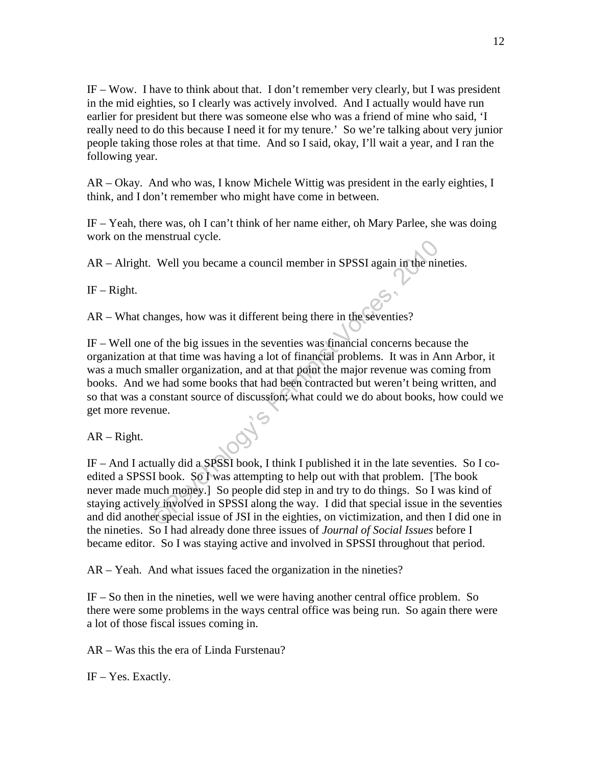IF – Wow. I have to think about that. I don't remember very clearly, but I was president in the mid eighties, so I clearly was actively involved. And I actually would have run earlier for president but there was someone else who was a friend of mine who said, 'I really need to do this because I need it for my tenure.' So we're talking about very junior people taking those roles at that time. And so I said, okay, I'll wait a year, and I ran the following year.

AR – Okay. And who was, I know Michele Wittig was president in the early eighties, I think, and I don't remember who might have come in between.

IF – Yeah, there was, oh I can't think of her name either, oh Mary Parlee, she was doing work on the menstrual cycle.

AR – Alright. Well you became a council member in SPSSI again in the nineties.

IF – Right.

AR – What changes, how was it different being there in the seventies?

IF – Well one of the big issues in the seventies was financial concerns because the organization at that time was having a lot of financial problems. It was in Ann Arbor, it was a much smaller organization, and at that point the major revenue was coming from books. And we had some books that had been contracted but weren't being written, and so that was a constant source of discussion; what could we do about books, how could we get more revenue.

AR – Right.

IF – And I actually did a SPSSI book, I think I published it in the late seventies. So I co-edited a SPSSI book. So I was attempting to help out with that problem. [The book never made much money.] So people did step in and try to do things. So I was kind of staying actively involved in SPSSI along the way. I did that special issue in the seventies and did another special issue of JSI in the eighties, on victimization, and then I did one in the nineties. So I had already done three issues of *Journal of Social Issues* before I became editor. So I was staying active and involved in SPSSI throughout that period.

AR – Yeah. And what issues faced the organization in the nineties?

IF – So then in the nineties, well we were having another central office problem. So there were some problems in the ways central office was being run. So again there were a lot of those fiscal issues coming in.

AR – Was this the era of Linda Furstenau?

IF – Yes. Exactly.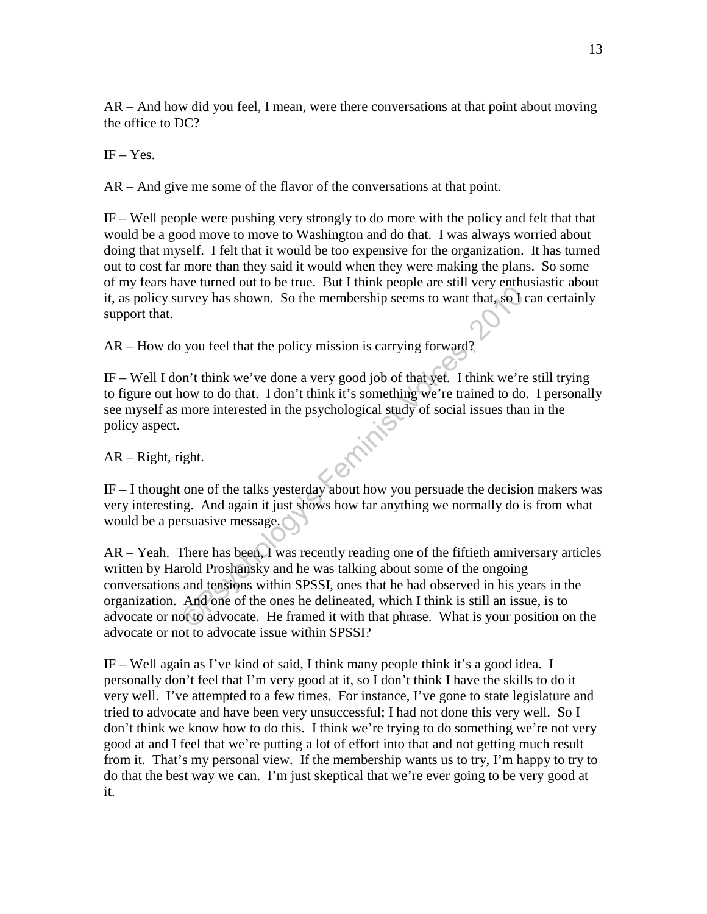AR – And how did you feel, I mean, were there conversations at that point about moving the office to DC?

IF – Yes.

AR – And give me some of the flavor of the conversations at that point.

IF – Well people were pushing very strongly to do more with the policy and felt that that would be a good move to move to Washington and do that. I was always worried about doing that myself. I felt that it would be too expensive for the organization. It has turned out to cost far more than they said it would when they were making the plans. So some of my fears have turned out to be true. But I think people are still very enthusiastic about it, as policy survey has shown. So the membership seems to want that, so I can certainly support that.

AR – How do you feel that the policy mission is carrying forward?

IF – Well I don't think we've done a very good job of that yet. I think we're still trying to figure out how to do that. I don't think it's something we're trained to do. I personally see myself as more interested in the psychological study of social issues than in the policy aspect.

AR – Right, right.

IF – I thought one of the talks yesterday about how you persuade the decision makers was very interesting. And again it just shows how far anything we normally do is from what would be a persuasive message.

AR – Yeah. There has been, I was recently reading one of the fiftieth anniversary articles written by Harold Proshansky and he was talking about some of the ongoing conversations and tensions within SPSSI, ones that he had observed in his years in the organization. And one of the ones he delineated, which I think is still an issue, is to advocate or not to advocate. He framed it with that phrase. What is your position on the advocate or not to advocate issue within SPSSI?

IF – Well again as I've kind of said, I think many people think it's a good idea. I personally don't feel that I'm very good at it, so I don't think I have the skills to do it very well. I've attempted to a few times. For instance, I've gone to state legislature and tried to advocate and have been very unsuccessful; I had not done this very well. So I don't think we know how to do this. I think we're trying to do something we're not very good at and I feel that we're putting a lot of effort into that and not getting much result from it. That's my personal view. If the membership wants us to try, I'm happy to try to do that the best way we can. I'm just skeptical that we're ever going to be very good at it.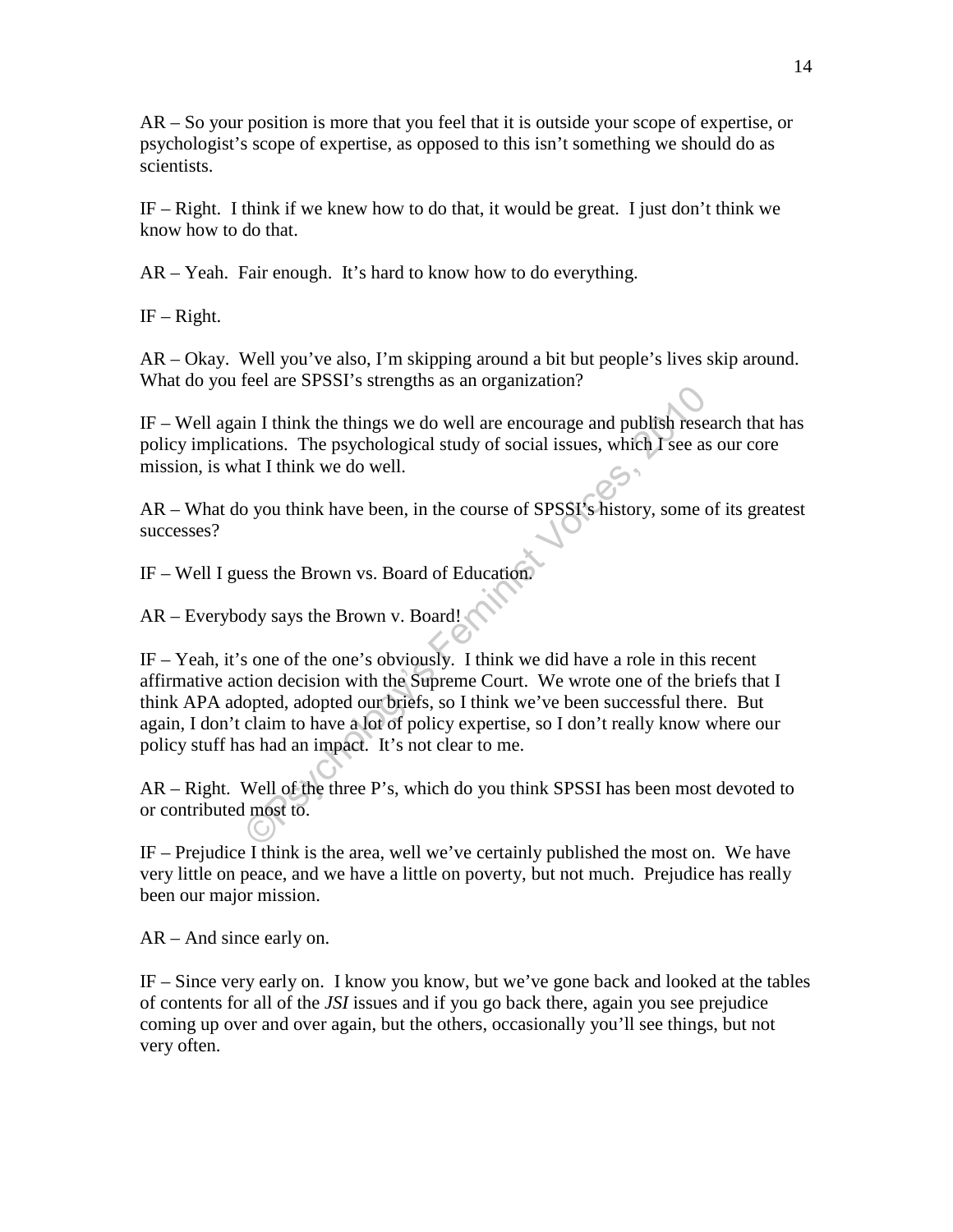AR – So your position is more that you feel that it is outside your scope of expertise, or psychologist's scope of expertise, as opposed to this isn't something we should do as scientists.

IF – Right. I think if we knew how to do that, it would be great. I just don't think we know how to do that.

AR – Yeah. Fair enough. It's hard to know how to do everything.

IF – Right.

AR – Okay. Well you've also, I'm skipping around a bit but people's lives skip around. What do you feel are SPSSI's strengths as an organization?

IF – Well again I think the things we do well are encourage and publish research that has policy implications. The psychological study of social issues, which I see as our core mission, is what I think we do well.

AR – What do you think have been, in the course of SPSSI's history, some of its greatest successes?

IF – Well I guess the Brown vs. Board of Education.

AR – Everybody says the Brown v. Board!

IF – Yeah, it's one of the one's obviously. I think we did have a role in this recent affirmative action decision with the Supreme Court. We wrote one of the briefs that I think APA adopted, adopted our briefs, so I think we've been successful there. But again, I don't claim to have a lot of policy expertise, so I don't really know where our policy stuff has had an impact. It's not clear to me.

AR – Right. Well of the three P's, which do you think SPSSI has been most devoted to or contributed most to.

IF – Prejudice I think is the area, well we've certainly published the most on. We have very little on peace, and we have a little on poverty, but not much. Prejudice has really been our major mission.

AR – And since early on.

IF – Since very early on. I know you know, but we've gone back and looked at the tables of contents for all of the *JSI* issues and if you go back there, again you see prejudice coming up over and over again, but the others, occasionally you'll see things, but not very often.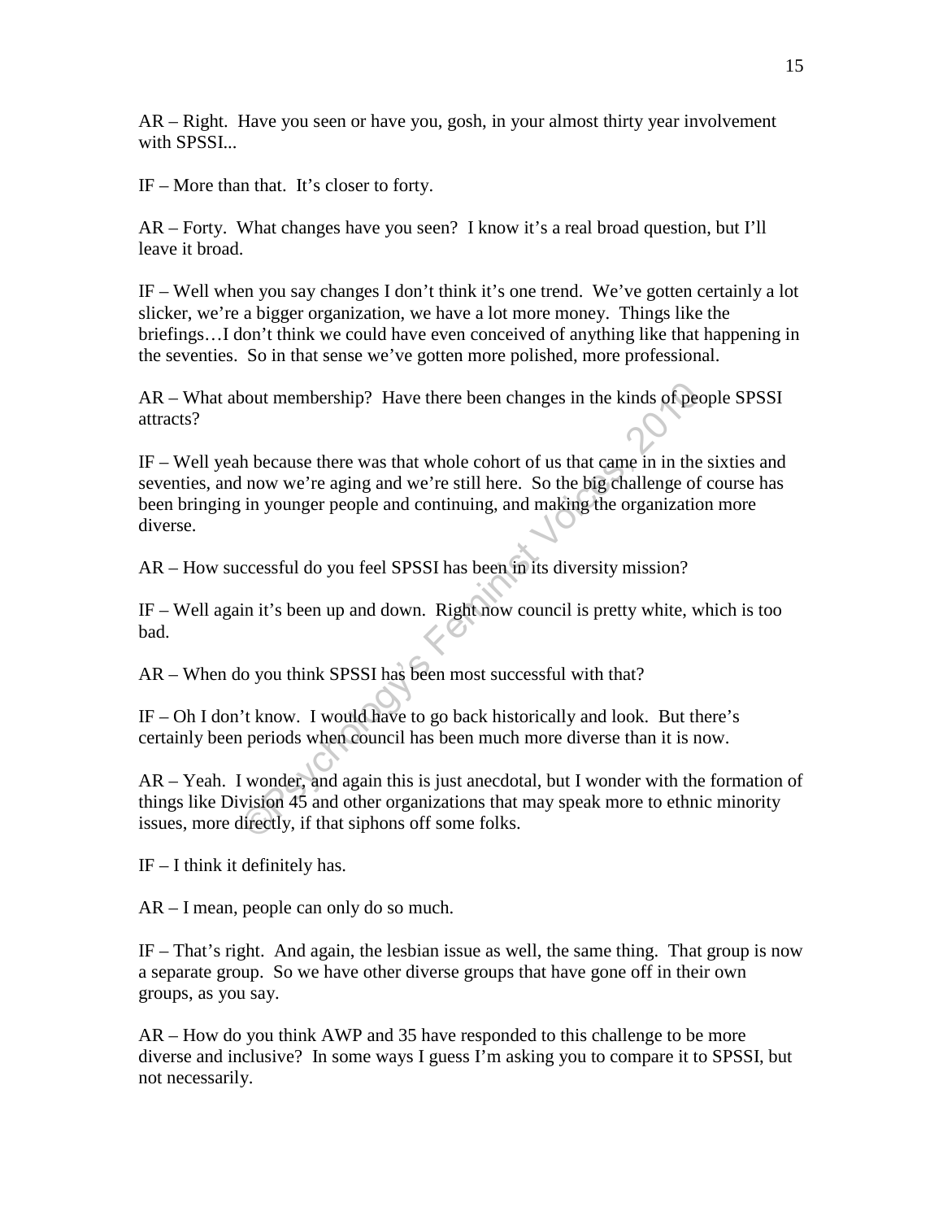AR – Right. Have you seen or have you, gosh, in your almost thirty year involvement with SPSSI...

IF – More than that. It's closer to forty.

AR – Forty. What changes have you seen? I know it's a real broad question, but I'll leave it broad.

IF – Well when you say changes I don't think it's one trend. We've gotten certainly a lot slicker, we're a bigger organization, we have a lot more money. Things like the briefings…I don't think we could have even conceived of anything like that happening in the seventies. So in that sense we've gotten more polished, more professional.

AR – What about membership? Have there been changes in the kinds of people SPSSI attracts?

IF – Well yeah because there was that whole cohort of us that came in in the sixties and seventies, and now we're aging and we're still here. So the big challenge of course has been bringing in younger people and continuing, and making the organization more diverse.

AR – How successful do you feel SPSSI has been in its diversity mission?

IF – Well again it's been up and down. Right now council is pretty white, which is too bad.

AR – When do you think SPSSI has been most successful with that?

IF – Oh I don't know. I would have to go back historically and look. But there's certainly been periods when council has been much more diverse than it is now.

AR – Yeah. I wonder, and again this is just anecdotal, but I wonder with the formation of things like Division 45 and other organizations that may speak more to ethnic minority issues, more directly, if that siphons off some folks.

IF – I think it definitely has.

AR – I mean, people can only do so much.

IF – That's right. And again, the lesbian issue as well, the same thing. That group is now a separate group. So we have other diverse groups that have gone off in their own groups, as you say.

AR – How do you think AWP and 35 have responded to this challenge to be more diverse and inclusive? In some ways I guess I'm asking you to compare it to SPSSI, but not necessarily.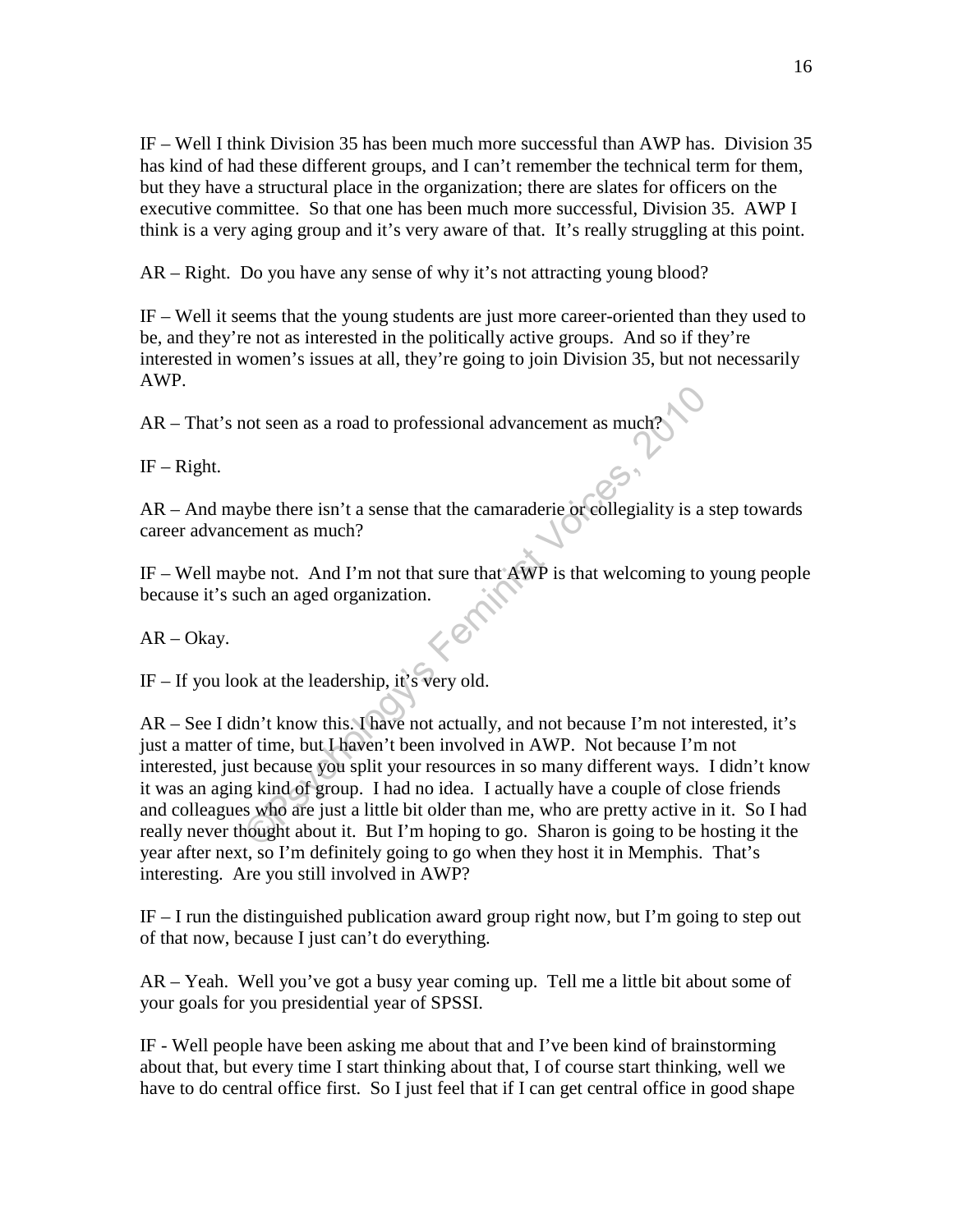IF – Well I think Division 35 has been much more successful than AWP has. Division 35 has kind of had these different groups, and I can't remember the technical term for them, but they have a structural place in the organization; there are slates for officers on the executive committee. So that one has been much more successful, Division 35. AWP I think is a very aging group and it's very aware of that. It's really struggling at this point.

AR – Right. Do you have any sense of why it's not attracting young blood?

IF – Well it seems that the young students are just more career-oriented than they used to be, and they're not as interested in the politically active groups. And so if they're interested in women's issues at all, they're going to join Division 35, but not necessarily AWP.

AR – That's not seen as a road to professional advancement as much?

IF – Right.

AR – And maybe there isn't a sense that the camaraderie or collegiality is a step towards career advancement as much?

IF – Well maybe not. And I'm not that sure that AWP is that welcoming to young people because it's such an aged organization.

AR – Okay.

IF – If you look at the leadership, it's very old.

AR – See I didn't know this. I have not actually, and not because I'm not interested, it's just a matter of time, but I haven't been involved in AWP. Not because I'm not interested, just because you split your resources in so many different ways. I didn't know it was an aging kind of group. I had no idea. I actually have a couple of close friends and colleagues who are just a little bit older than me, who are pretty active in it. So I had really never thought about it. But I'm hoping to go. Sharon is going to be hosting it the year after next, so I'm definitely going to go when they host it in Memphis. That's interesting. Are you still involved in AWP?

IF – I run the distinguished publication award group right now, but I'm going to step out of that now, because I just can't do everything.

AR – Yeah. Well you've got a busy year coming up. Tell me a little bit about some of your goals for you presidential year of SPSSI.

IF - Well people have been asking me about that and I've been kind of brainstorming about that, but every time I start thinking about that, I of course start thinking, well we have to do central office first. So I just feel that if I can get central office in good shape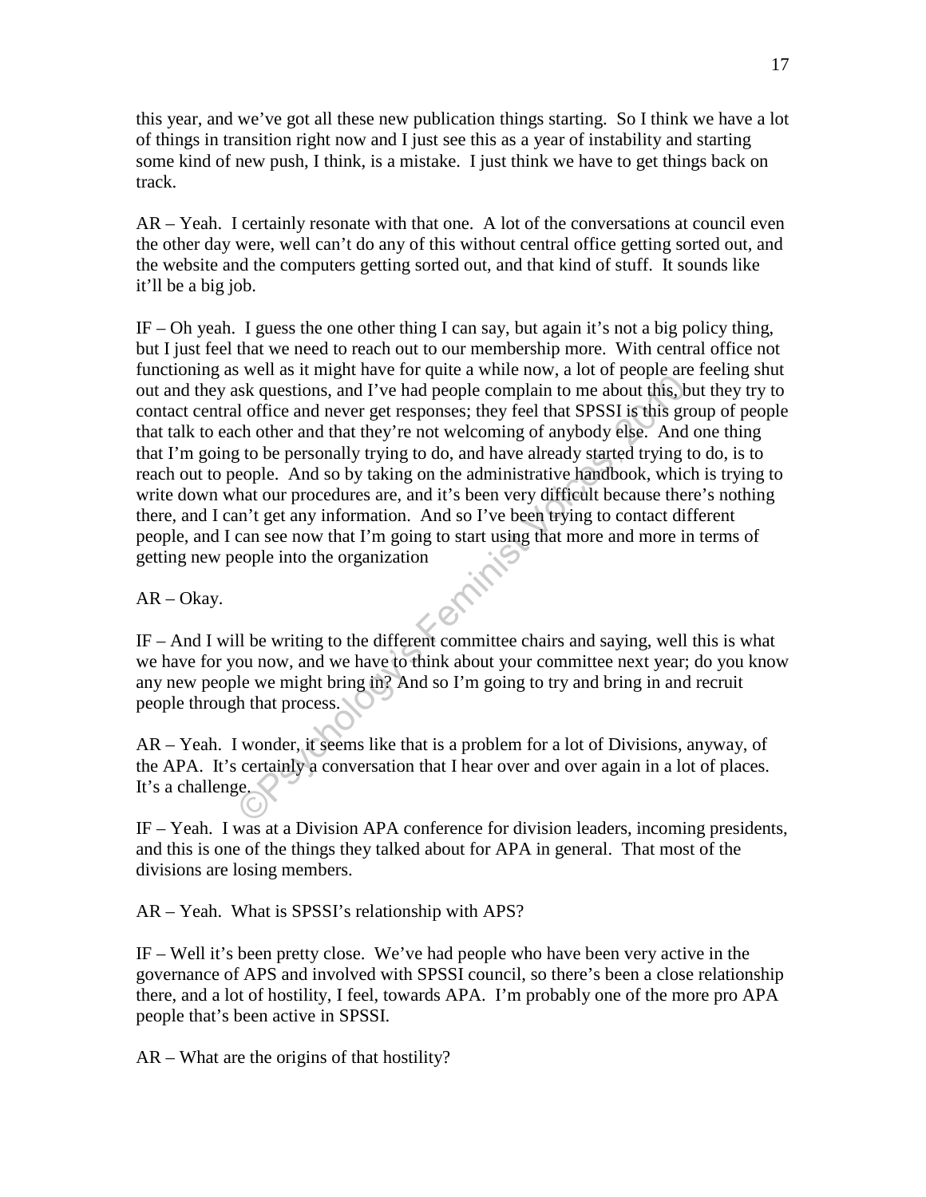this year, and we've got all these new publication things starting. So I think we have a lot of things in transition right now and I just see this as a year of instability and starting some kind of new push, I think, is a mistake. I just think we have to get things back on track.

AR – Yeah. I certainly resonate with that one. A lot of the conversations at council even the other day were, well can't do any of this without central office getting sorted out, and the website and the computers getting sorted out, and that kind of stuff. It sounds like it'll be a big job.

IF – Oh yeah. I guess the one other thing I can say, but again it's not a big policy thing, but I just feel that we need to reach out to our membership more. With central office not functioning as well as it might have for quite a while now, a lot of people are feeling shut out and they ask questions, and I've had people complain to me about this, but they try to contact central office and never get responses; they feel that SPSSI is this group of people that talk to each other and that they're not welcoming of anybody else. And one thing that I'm going to be personally trying to do, and have already started trying to do, is to reach out to people. And so by taking on the administrative handbook, which is trying to write down what our procedures are, and it's been very difficult because there's nothing there, and I can't get any information. And so I've been trying to contact different people, and I can see now that I'm going to start using that more and more in terms of getting new people into the organization

AR – Okay.

IF – And I will be writing to the different committee chairs and saying, well this is what we have for you now, and we have to think about your committee next year; do you know any new people we might bring in? And so I'm going to try and bring in and recruit people through that process.

AR – Yeah. I wonder, it seems like that is a problem for a lot of Divisions, anyway, of the APA. It's certainly a conversation that I hear over and over again in a lot of places. It's a challenge.

IF – Yeah. I was at a Division APA conference for division leaders, incoming presidents, and this is one of the things they talked about for APA in general. That most of the divisions are losing members.

AR – Yeah. What is SPSSI's relationship with APS?

IF – Well it's been pretty close. We've had people who have been very active in the governance of APS and involved with SPSSI council, so there's been a close relationship there, and a lot of hostility, I feel, towards APA. I'm probably one of the more pro APA people that's been active in SPSSI.

AR – What are the origins of that hostility?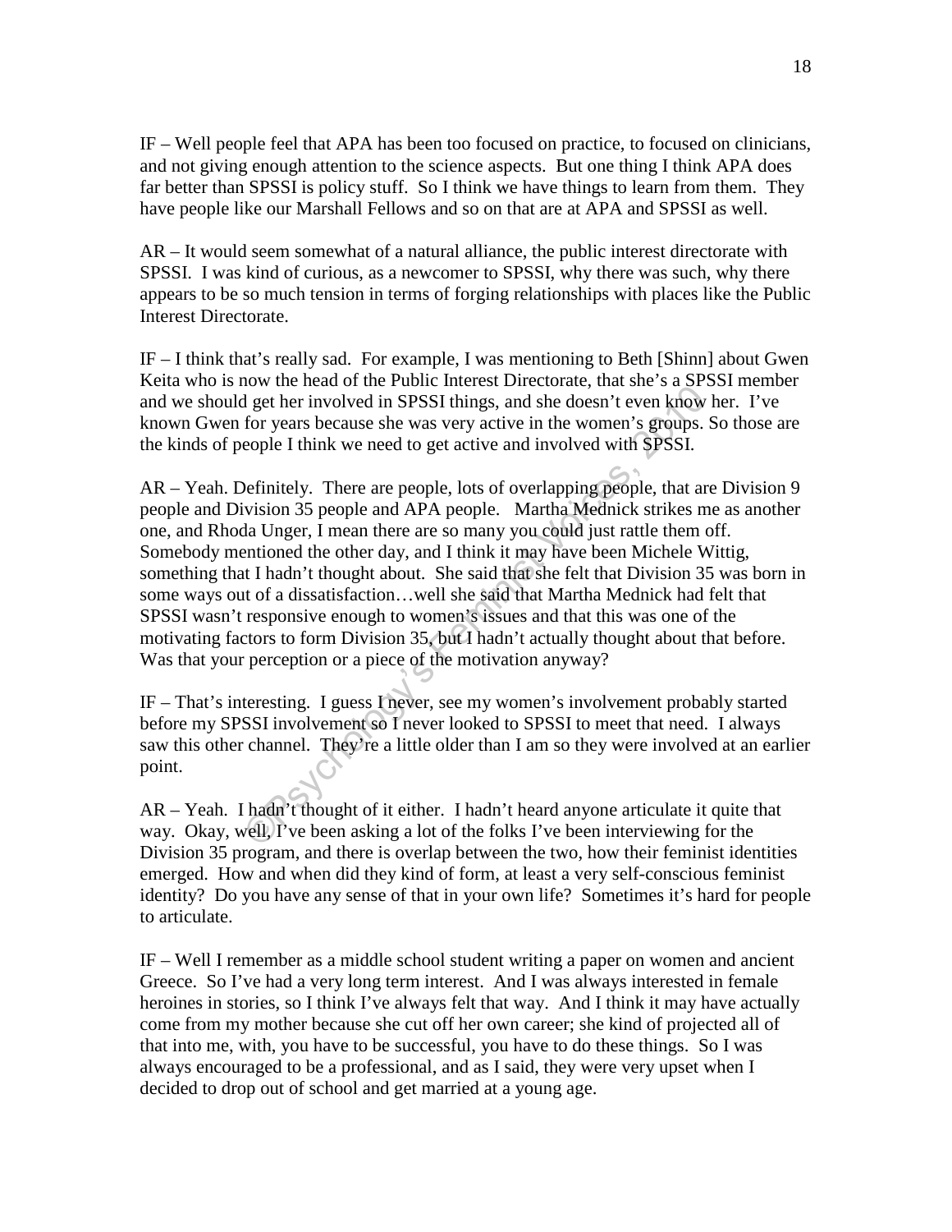IF – Well people feel that APA has been too focused on practice, to focused on clinicians, and not giving enough attention to the science aspects. But one thing I think APA does far better than SPSSI is policy stuff. So I think we have things to learn from them. They have people like our Marshall Fellows and so on that are at APA and SPSSI as well.

AR – It would seem somewhat of a natural alliance, the public interest directorate with SPSSI. I was kind of curious, as a newcomer to SPSSI, why there was such, why there appears to be so much tension in terms of forging relationships with places like the Public Interest Directorate.

IF – I think that's really sad. For example, I was mentioning to Beth [Shinn] about Gwen Keita who is now the head of the Public Interest Directorate, that she's a SPSSI member and we should get her involved in SPSSI things, and she doesn't even know her. I've known Gwen for years because she was very active in the women's groups. So those are the kinds of people I think we need to get active and involved with SPSSI.

AR – Yeah. Definitely. There are people, lots of overlapping people, that are Division 9 people and Division 35 people and APA people. Martha Mednick strikes me as another one, and Rhoda Unger, I mean there are so many you could just rattle them off. Somebody mentioned the other day, and I think it may have been Michele Wittig, something that I hadn't thought about. She said that she felt that Division 35 was born in some ways out of a dissatisfaction…well she said that Martha Mednick had felt that SPSSI wasn't responsive enough to women's issues and that this was one of the motivating factors to form Division 35, but I hadn't actually thought about that before. Was that your perception or a piece of the motivation anyway?

IF – That's interesting. I guess I never, see my women's involvement probably started before my SPSSI involvement so I never looked to SPSSI to meet that need. I always saw this other channel. They're a little older than I am so they were involved at an earlier point.

AR – Yeah. I hadn't thought of it either. I hadn't heard anyone articulate it quite that way. Okay, well, I've been asking a lot of the folks I've been interviewing for the Division 35 program, and there is overlap between the two, how their feminist identities emerged. How and when did they kind of form, at least a very self-conscious feminist identity? Do you have any sense of that in your own life? Sometimes it's hard for people to articulate.

IF – Well I remember as a middle school student writing a paper on women and ancient Greece. So I've had a very long term interest. And I was always interested in female heroines in stories, so I think I've always felt that way. And I think it may have actually come from my mother because she cut off her own career; she kind of projected all of that into me, with, you have to be successful, you have to do these things. So I was always encouraged to be a professional, and as I said, they were very upset when I decided to drop out of school and get married at a young age.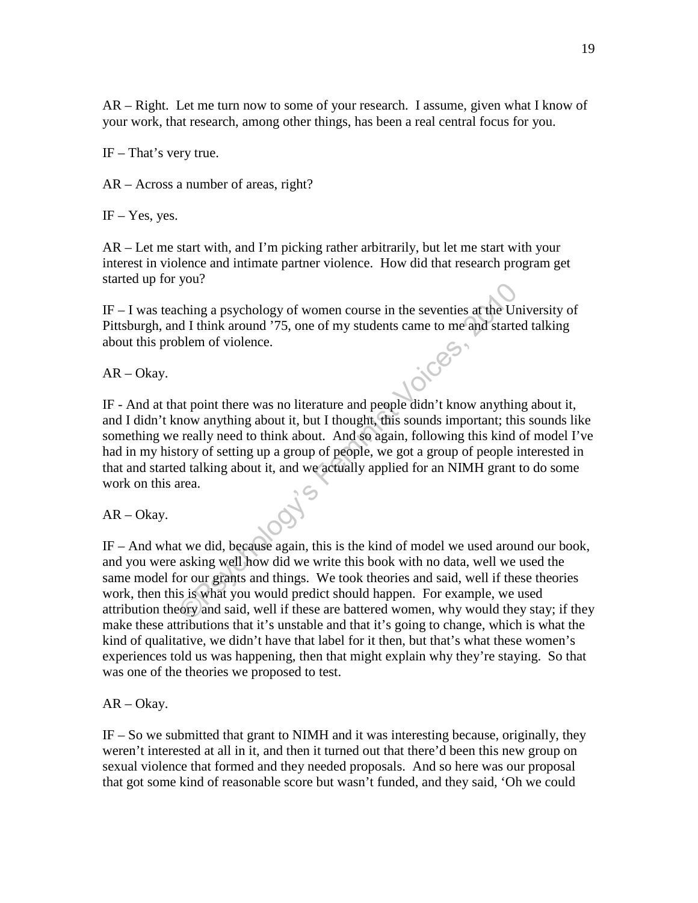AR – Right. Let me turn now to some of your research. I assume, given what I know of your work, that research, among other things, has been a real central focus for you.

IF – That's very true.

AR – Across a number of areas, right?

IF – Yes, yes.

AR – Let me start with, and I'm picking rather arbitrarily, but let me start with your interest in violence and intimate partner violence. How did that research program get started up for you?

IF – I was teaching a psychology of women course in the seventies at the University of Pittsburgh, and I think around '75, one of my students came to me and started talking about this problem of violence.

AR – Okay.

IF - And at that point there was no literature and people didn't know anything about it, and I didn't know anything about it, but I thought, this sounds important; this sounds like something we really need to think about. And so again, following this kind of model I've had in my history of setting up a group of people, we got a group of people interested in that and started talking about it, and we actually applied for an NIMH grant to do some work on this area.

AR – Okay.

IF – And what we did, because again, this is the kind of model we used around our book, and you were asking well how did we write this book with no data, well we used the same model for our grants and things. We took theories and said, well if these theories work, then this is what you would predict should happen. For example, we used attribution theory and said, well if these are battered women, why would they stay; if they make these attributions that it's unstable and that it's going to change, which is what the kind of qualitative, we didn't have that label for it then, but that's what these women's experiences told us was happening, then that might explain why they're staying. So that was one of the theories we proposed to test.

AR – Okay.

IF – So we submitted that grant to NIMH and it was interesting because, originally, they weren't interested at all in it, and then it turned out that there'd been this new group on sexual violence that formed and they needed proposals. And so here was our proposal that got some kind of reasonable score but wasn't funded, and they said, 'Oh we could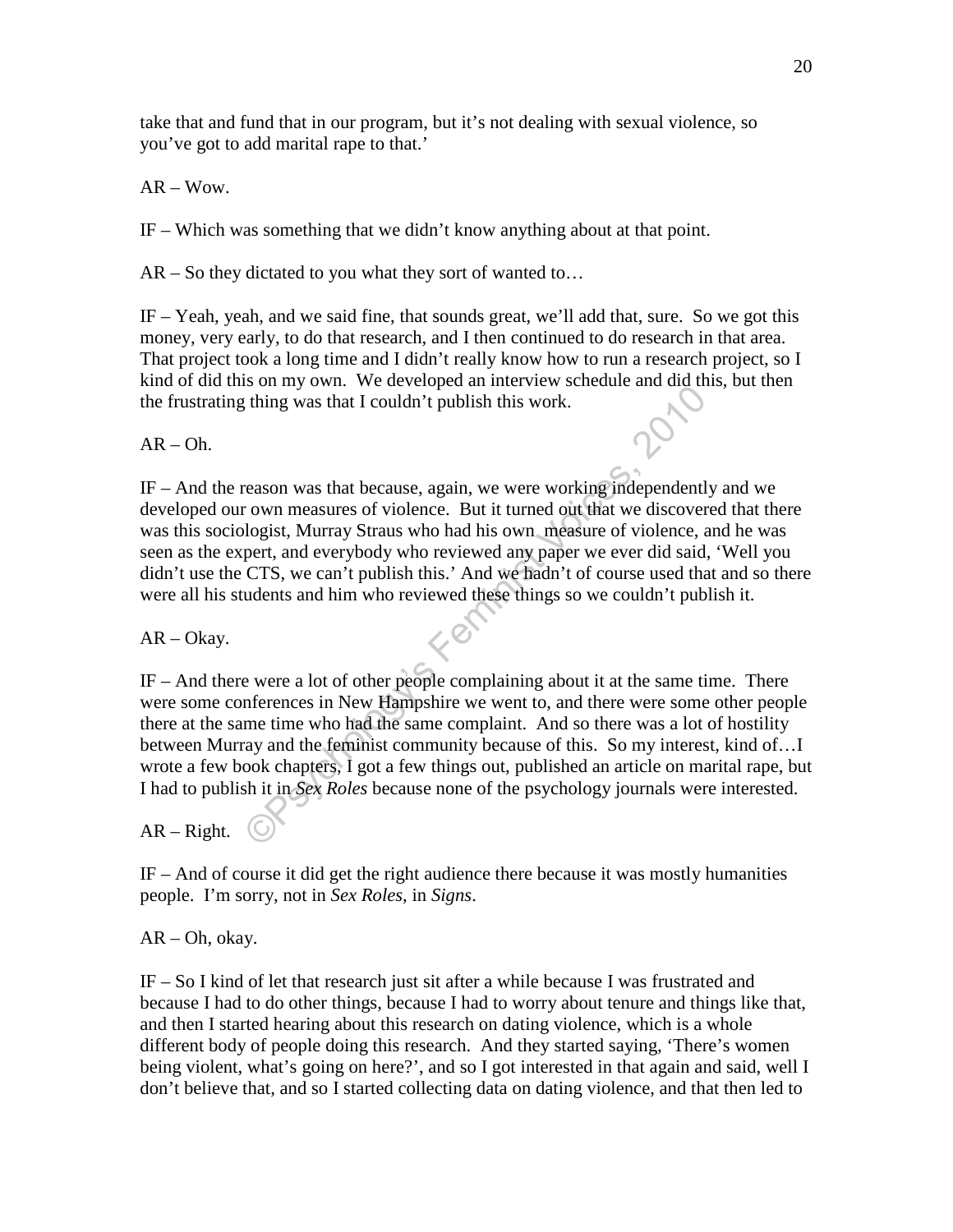take that and fund that in our program, but it's not dealing with sexual violence, so you've got to add marital rape to that.'

AR – Wow.

IF – Which was something that we didn't know anything about at that point.

AR – So they dictated to you what they sort of wanted to…

IF – Yeah, yeah, and we said fine, that sounds great, we'll add that, sure. So we got this money, very early, to do that research, and I then continued to do research in that area. That project took a long time and I didn't really know how to run a research project, so I kind of did this on my own. We developed an interview schedule and did this, but then the frustrating thing was that I couldn't publish this work.

AR – Oh.

IF – And the reason was that because, again, we were working independently and we developed our own measures of violence. But it turned out that we discovered that there was this sociologist, Murray Straus who had his own measure of violence, and he was seen as the expert, and everybody who reviewed any paper we ever did said, 'Well you didn't use the CTS, we can't publish this.' And we hadn't of course used that and so there were all his students and him who reviewed these things so we couldn't publish it.

AR – Okay.

IF – And there were a lot of other people complaining about it at the same time. There were some conferences in New Hampshire we went to, and there were some other people there at the same time who had the same complaint. And so there was a lot of hostility between Murray and the feminist community because of this. So my interest, kind of…I wrote a few book chapters, I got a few things out, published an article on marital rape, but I had to publish it in *Sex Roles* because none of the psychology journals were interested.

AR – Right.

IF – And of course it did get the right audience there because it was mostly humanities people. I'm sorry, not in *Sex Roles*, in *Signs*.

AR – Oh, okay.

IF – So I kind of let that research just sit after a while because I was frustrated and because I had to do other things, because I had to worry about tenure and things like that, and then I started hearing about this research on dating violence, which is a whole different body of people doing this research. And they started saying, 'There's women being violent, what's going on here?', and so I got interested in that again and said, well I don't believe that, and so I started collecting data on dating violence, and that then led to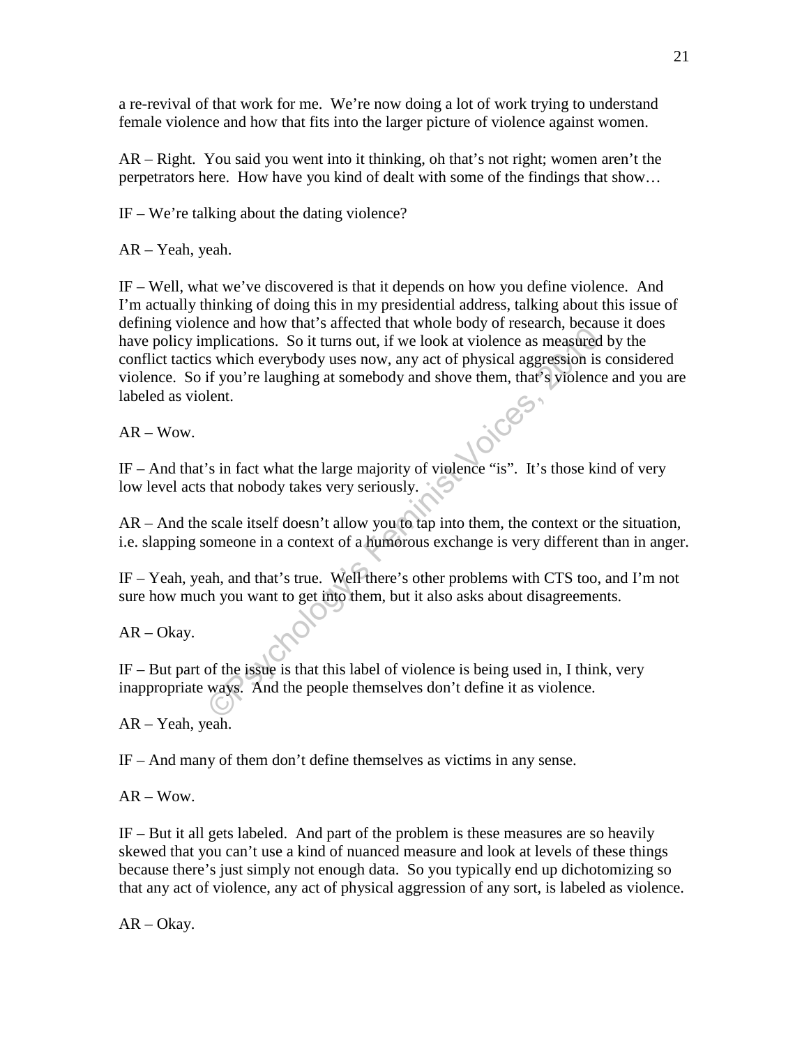a re-revival of that work for me. We're now doing a lot of work trying to understand female violence and how that fits into the larger picture of violence against women.

AR – Right. You said you went into it thinking, oh that's not right; women aren't the perpetrators here. How have you kind of dealt with some of the findings that show…

IF – We're talking about the dating violence?

AR – Yeah, yeah.

IF – Well, what we've discovered is that it depends on how you define violence. And I'm actually thinking of doing this in my presidential address, talking about this issue of defining violence and how that's affected that whole body of research, because it does have policy implications. So it turns out, if we look at violence as measured by the conflict tactics which everybody uses now, any act of physical aggression is considered violence. So if you're laughing at somebody and shove them, that's violence and you are labeled as violent.

AR – Wow.

IF – And that's in fact what the large majority of violence "is". It's those kind of very low level acts that nobody takes very seriously.

AR – And the scale itself doesn't allow you to tap into them, the context or the situation, i.e. slapping someone in a context of a humorous exchange is very different than in anger.

IF – Yeah, yeah, and that's true. Well there's other problems with CTS too, and I'm not sure how much you want to get into them, but it also asks about disagreements.

AR – Okay.

IF – But part of the issue is that this label of violence is being used in, I think, very inappropriate ways. And the people themselves don't define it as violence.

AR – Yeah, yeah.

IF – And many of them don't define themselves as victims in any sense.

AR – Wow.

IF – But it all gets labeled. And part of the problem is these measures are so heavily skewed that you can't use a kind of nuanced measure and look at levels of these things because there's just simply not enough data. So you typically end up dichotomizing so that any act of violence, any act of physical aggression of any sort, is labeled as violence.

AR – Okay.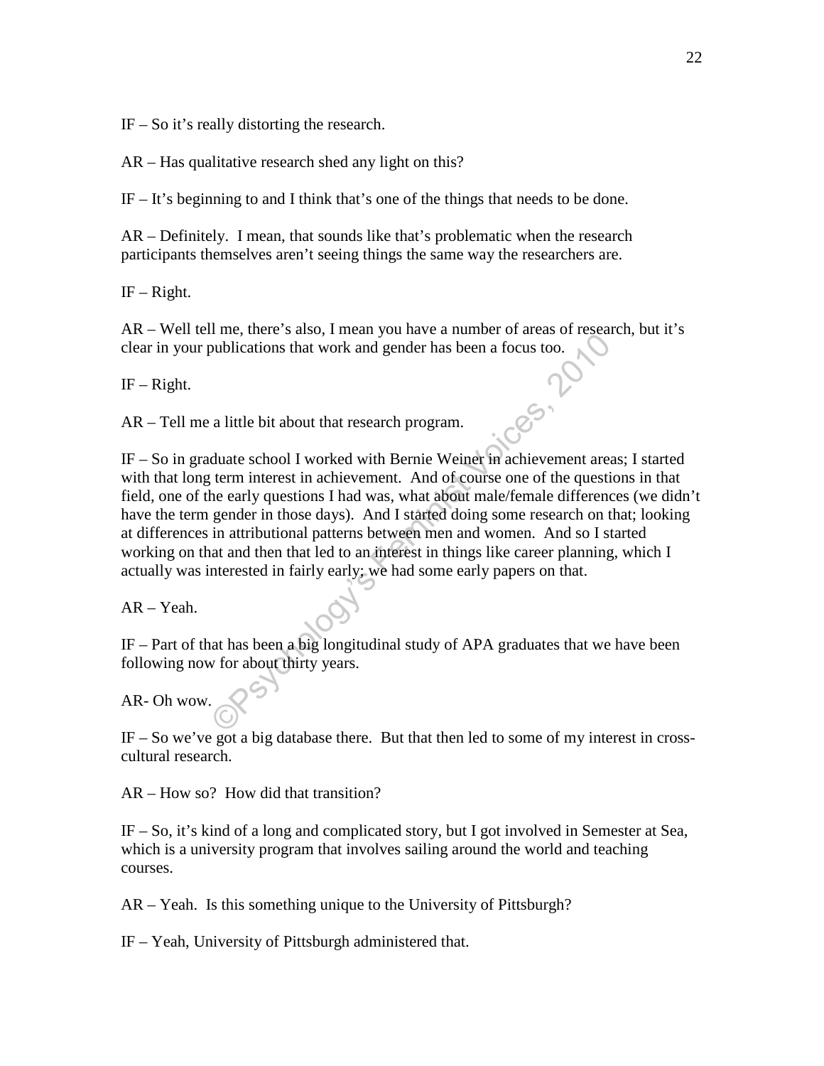IF – So it's really distorting the research.

AR – Has qualitative research shed any light on this?

IF – It's beginning to and I think that's one of the things that needs to be done.

AR – Definitely. I mean, that sounds like that's problematic when the research participants themselves aren't seeing things the same way the researchers are.

IF – Right.

AR – Well tell me, there's also, I mean you have a number of areas of research, but it's clear in your publications that work and gender has been a focus too.

IF – Right.

AR – Tell me a little bit about that research program.

IF – So in graduate school I worked with Bernie Weiner in achievement areas; I started with that long term interest in achievement. And of course one of the questions in that field, one of the early questions I had was, what about male/female differences (we didn't have the term gender in those days). And I started doing some research on that; looking at differences in attributional patterns between men and women. And so I started working on that and then that led to an interest in things like career planning, which I actually was interested in fairly early; we had some early papers on that.

AR – Yeah.

IF – Part of that has been a big longitudinal study of APA graduates that we have been following now for about thirty years.

AR- Oh wow.

IF – So we've got a big database there. But that then led to some of my interest in cross-cultural research.

AR – How so? How did that transition?

IF – So, it's kind of a long and complicated story, but I got involved in Semester at Sea, which is a university program that involves sailing around the world and teaching courses.

AR – Yeah. Is this something unique to the University of Pittsburgh?

IF – Yeah, University of Pittsburgh administered that.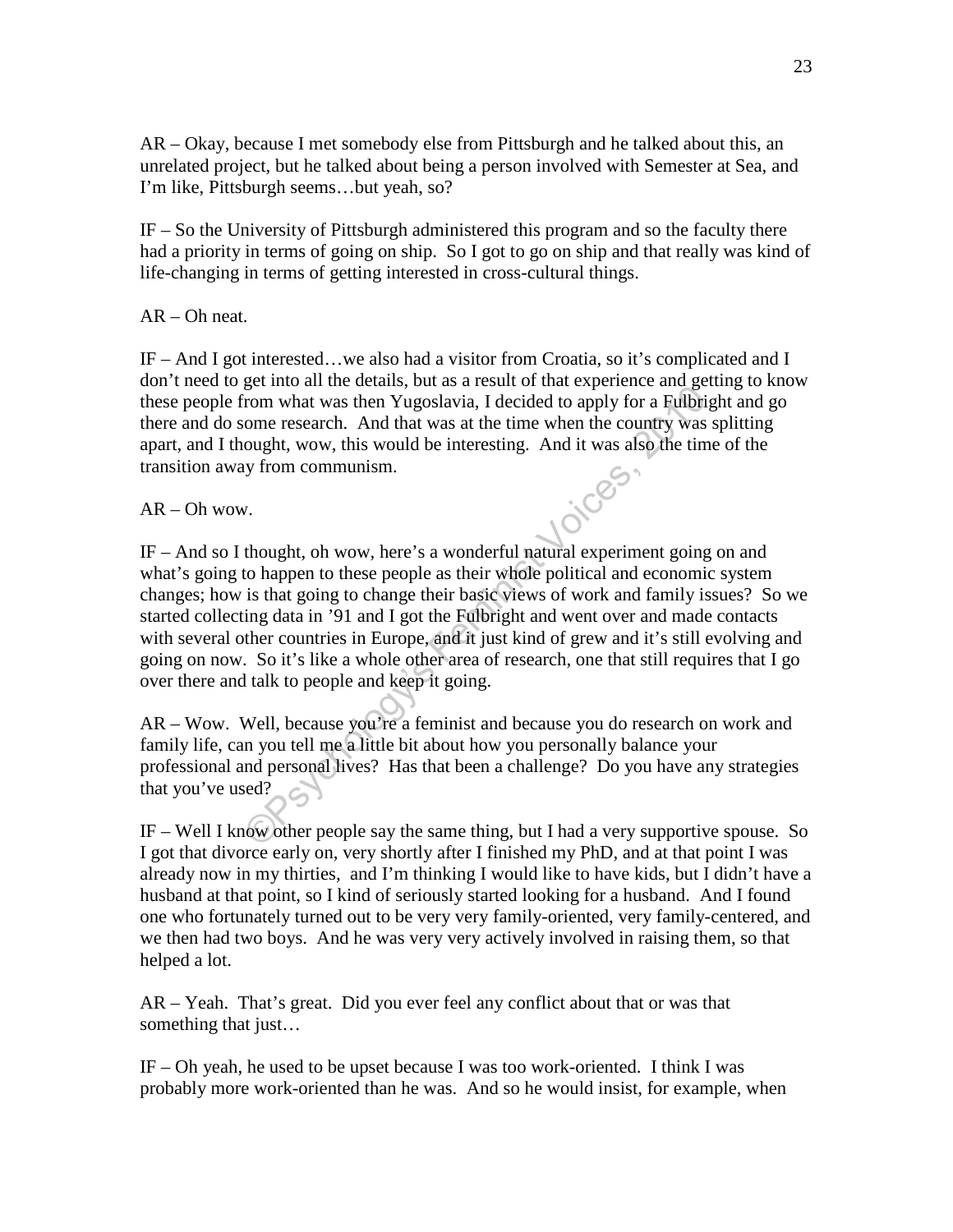AR – Okay, because I met somebody else from Pittsburgh and he talked about this, an unrelated project, but he talked about being a person involved with Semester at Sea, and I'm like, Pittsburgh seems…but yeah, so?

IF – So the University of Pittsburgh administered this program and so the faculty there had a priority in terms of going on ship. So I got to go on ship and that really was kind of life-changing in terms of getting interested in cross-cultural things.

AR – Oh neat.

IF – And I got interested…we also had a visitor from Croatia, so it's complicated and I don't need to get into all the details, but as a result of that experience and getting to know these people from what was then Yugoslavia, I decided to apply for a Fulbright and go there and do some research. And that was at the time when the country was splitting apart, and I thought, wow, this would be interesting. And it was also the time of the transition away from communism.

AR – Oh wow.

IF – And so I thought, oh wow, here's a wonderful natural experiment going on and what's going to happen to these people as their whole political and economic system changes; how is that going to change their basic views of work and family issues? So we started collecting data in '91 and I got the Fulbright and went over and made contacts with several other countries in Europe, and it just kind of grew and it's still evolving and going on now. So it's like a whole other area of research, one that still requires that I go over there and talk to people and keep it going.

AR – Wow. Well, because you're a feminist and because you do research on work and family life, can you tell me a little bit about how you personally balance your professional and personal lives? Has that been a challenge? Do you have any strategies that you've used?

IF – Well I know other people say the same thing, but I had a very supportive spouse. So I got that divorce early on, very shortly after I finished my PhD, and at that point I was already now in my thirties, and I'm thinking I would like to have kids, but I didn't have a husband at that point, so I kind of seriously started looking for a husband. And I found one who fortunately turned out to be very very family-oriented, very family-centered, and we then had two boys. And he was very very actively involved in raising them, so that helped a lot.

AR – Yeah. That's great. Did you ever feel any conflict about that or was that something that just…

IF – Oh yeah, he used to be upset because I was too work-oriented. I think I was probably more work-oriented than he was. And so he would insist, for example, when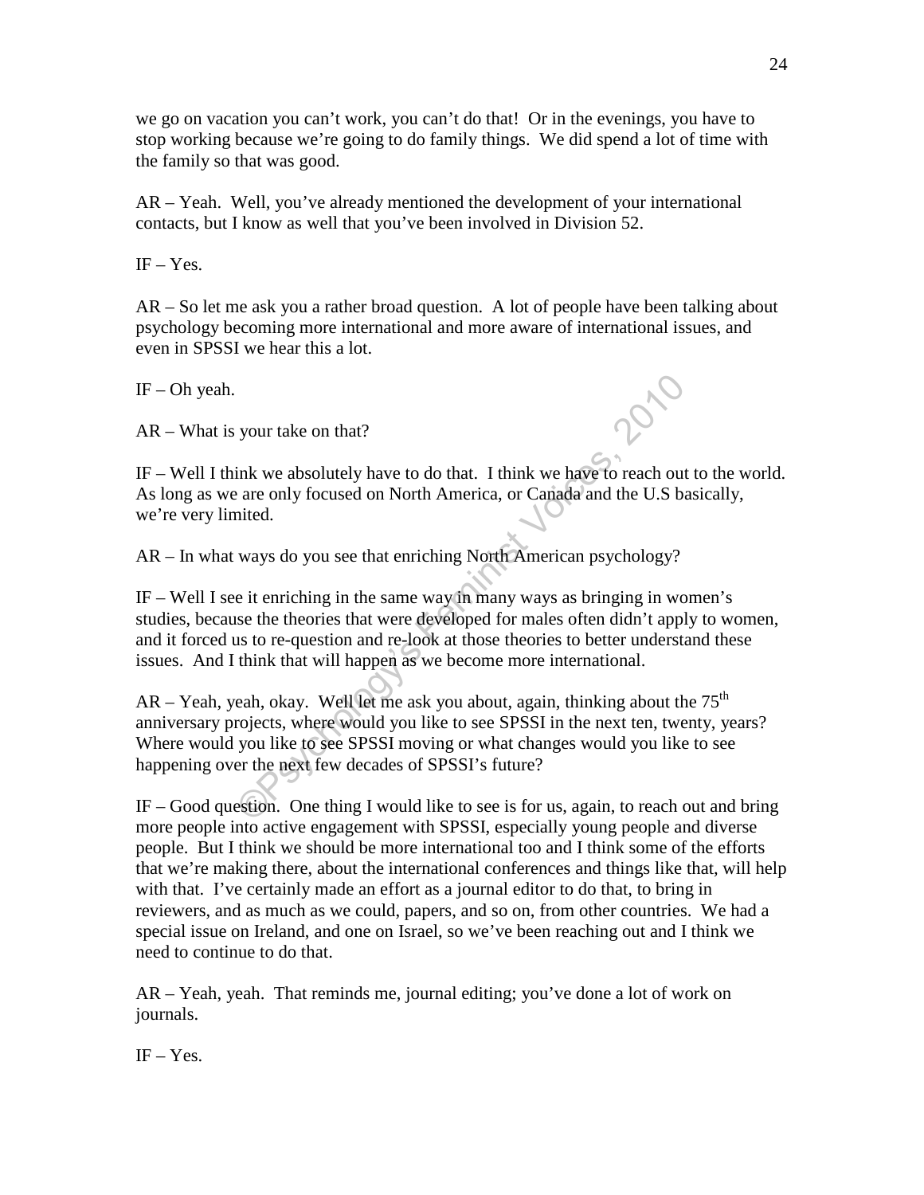we go on vacation you can't work, you can't do that! Or in the evenings, you have to stop working because we're going to do family things. We did spend a lot of time with the family so that was good.

AR – Yeah. Well, you've already mentioned the development of your international contacts, but I know as well that you've been involved in Division 52.

IF – Yes.

AR – So let me ask you a rather broad question. A lot of people have been talking about psychology becoming more international and more aware of international issues, and even in SPSSI we hear this a lot.

IF – Oh yeah.

AR – What is your take on that?

IF – Well I think we absolutely have to do that. I think we have to reach out to the world. As long as we are only focused on North America, or Canada and the U.S basically, we're very limited.

AR – In what ways do you see that enriching North American psychology?

IF – Well I see it enriching in the same way in many ways as bringing in women's studies, because the theories that were developed for males often didn't apply to women, and it forced us to re-question and re-look at those theories to better understand these issues. And I think that will happen as we become more international.

AR – Yeah, yeah, okay. Well let me ask you about, again, thinking about the 75th anniversary projects, where would you like to see SPSSI in the next ten, twenty, years? Where would you like to see SPSSI moving or what changes would you like to see happening over the next few decades of SPSSI's future?

IF – Good question. One thing I would like to see is for us, again, to reach out and bring more people into active engagement with SPSSI, especially young people and diverse people. But I think we should be more international too and I think some of the efforts that we're making there, about the international conferences and things like that, will help with that. I've certainly made an effort as a journal editor to do that, to bring in reviewers, and as much as we could, papers, and so on, from other countries. We had a special issue on Ireland, and one on Israel, so we've been reaching out and I think we need to continue to do that.

AR – Yeah, yeah. That reminds me, journal editing; you've done a lot of work on journals.

IF – Yes.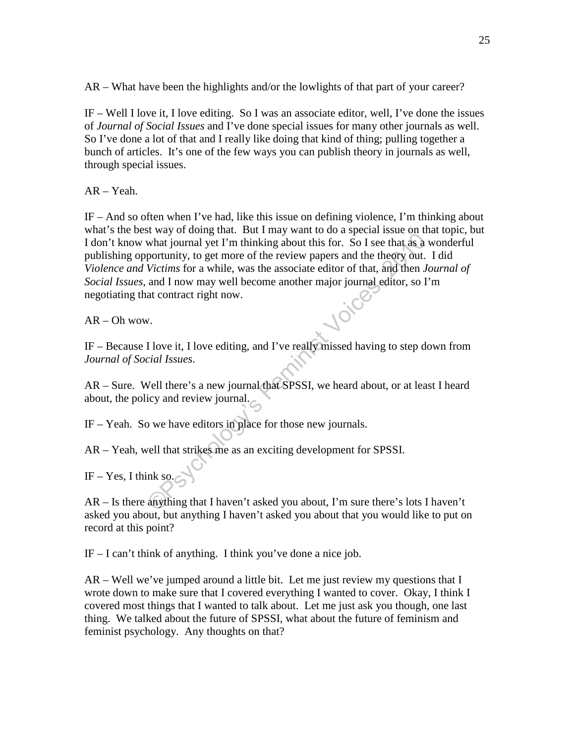AR – What have been the highlights and/or the lowlights of that part of your career?

IF – Well I love it, I love editing. So I was an associate editor, well, I've done the issues of *Journal of Social Issues* and I've done special issues for many other journals as well. So I've done a lot of that and I really like doing that kind of thing; pulling together a bunch of articles. It's one of the few ways you can publish theory in journals as well, through special issues.

AR – Yeah.

IF – And so often when I've had, like this issue on defining violence, I'm thinking about what's the best way of doing that. But I may want to do a special issue on that topic, but I don't know what journal yet I'm thinking about this for. So I see that as a wonderful publishing opportunity, to get more of the review papers and the theory out. I did *Violence and Victims* for a while, was the associate editor of that, and then *Journal of Social Issues*, and I now may well become another major journal editor, so I'm negotiating that contract right now.

AR – Oh wow.

IF – Because I love it, I love editing, and I've really missed having to step down from *Journal of Social Issues*.

AR – Sure. Well there's a new journal that SPSSI, we heard about, or at least I heard about, the policy and review journal.

IF – Yeah. So we have editors in place for those new journals.

AR – Yeah, well that strikes me as an exciting development for SPSSI.

IF – Yes, I think so.

AR – Is there anything that I haven't asked you about, I'm sure there's lots I haven't asked you about, but anything I haven't asked you about that you would like to put on record at this point?

IF – I can't think of anything. I think you've done a nice job.

AR – Well we've jumped around a little bit. Let me just review my questions that I wrote down to make sure that I covered everything I wanted to cover. Okay, I think I covered most things that I wanted to talk about. Let me just ask you though, one last thing. We talked about the future of SPSSI, what about the future of feminism and feminist psychology. Any thoughts on that?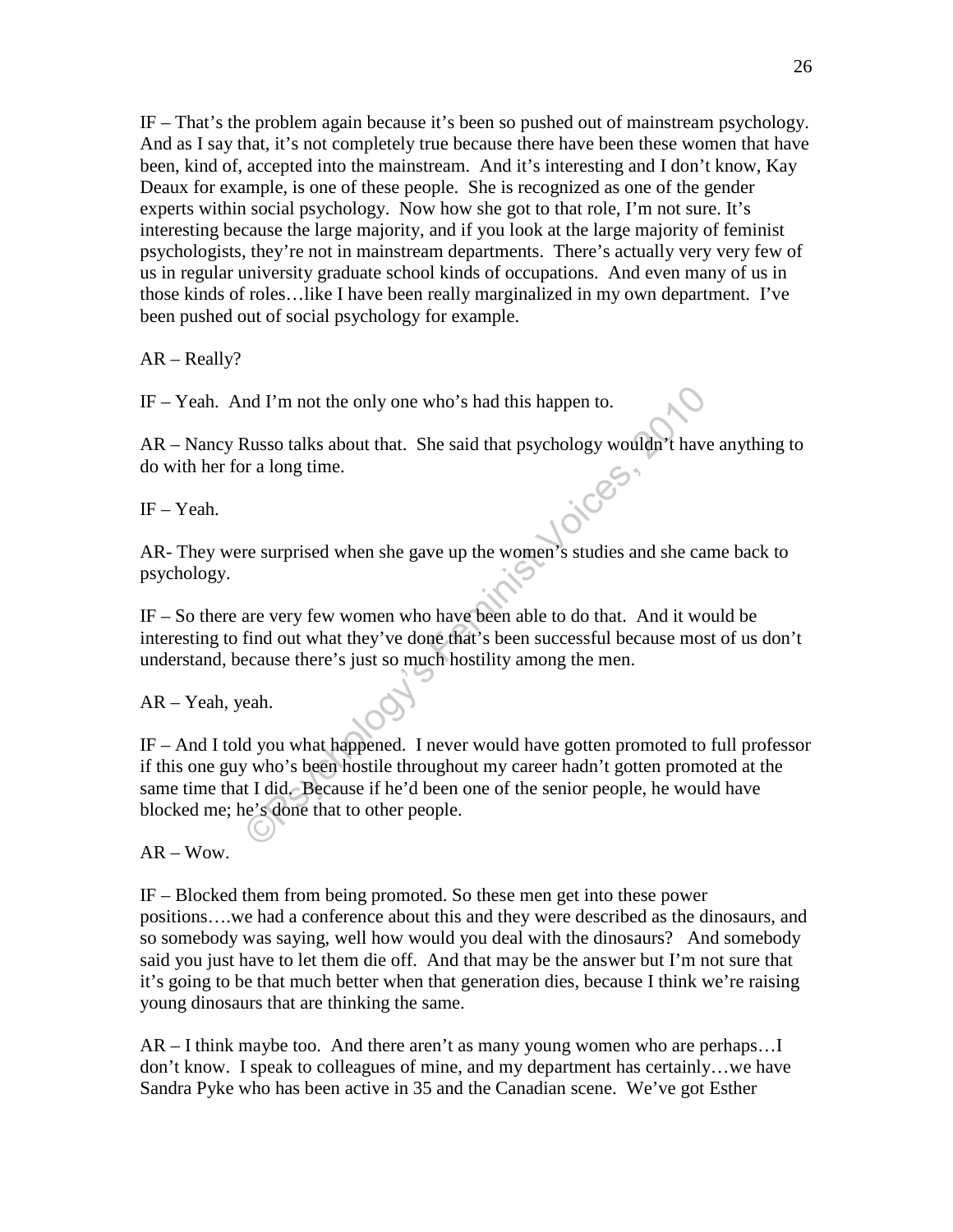IF – That's the problem again because it's been so pushed out of mainstream psychology. And as I say that, it's not completely true because there have been these women that have been, kind of, accepted into the mainstream. And it's interesting and I don't know, Kay Deaux for example, is one of these people. She is recognized as one of the gender experts within social psychology. Now how she got to that role, I'm not sure. It's interesting because the large majority, and if you look at the large majority of feminist psychologists, they're not in mainstream departments. There's actually very very few of us in regular university graduate school kinds of occupations. And even many of us in those kinds of roles…like I have been really marginalized in my own department. I've been pushed out of social psychology for example.

AR – Really?

IF – Yeah. And I'm not the only one who's had this happen to.

AR – Nancy Russo talks about that. She said that psychology wouldn't have anything to do with her for a long time.

IF – Yeah.

AR- They were surprised when she gave up the women's studies and she came back to psychology.

IF – So there are very few women who have been able to do that. And it would be interesting to find out what they've done that's been successful because most of us don't understand, because there's just so much hostility among the men.

AR – Yeah, yeah.

IF – And I told you what happened. I never would have gotten promoted to full professor if this one guy who's been hostile throughout my career hadn't gotten promoted at the same time that I did. Because if he'd been one of the senior people, he would have blocked me; he's done that to other people.

AR – Wow.

IF – Blocked them from being promoted. So these men get into these power positions….we had a conference about this and they were described as the dinosaurs, and so somebody was saying, well how would you deal with the dinosaurs? And somebody said you just have to let them die off. And that may be the answer but I'm not sure that it's going to be that much better when that generation dies, because I think we're raising young dinosaurs that are thinking the same.

AR – I think maybe too. And there aren't as many young women who are perhaps…I don't know. I speak to colleagues of mine, and my department has certainly…we have Sandra Pyke who has been active in 35 and the Canadian scene. We've got Esther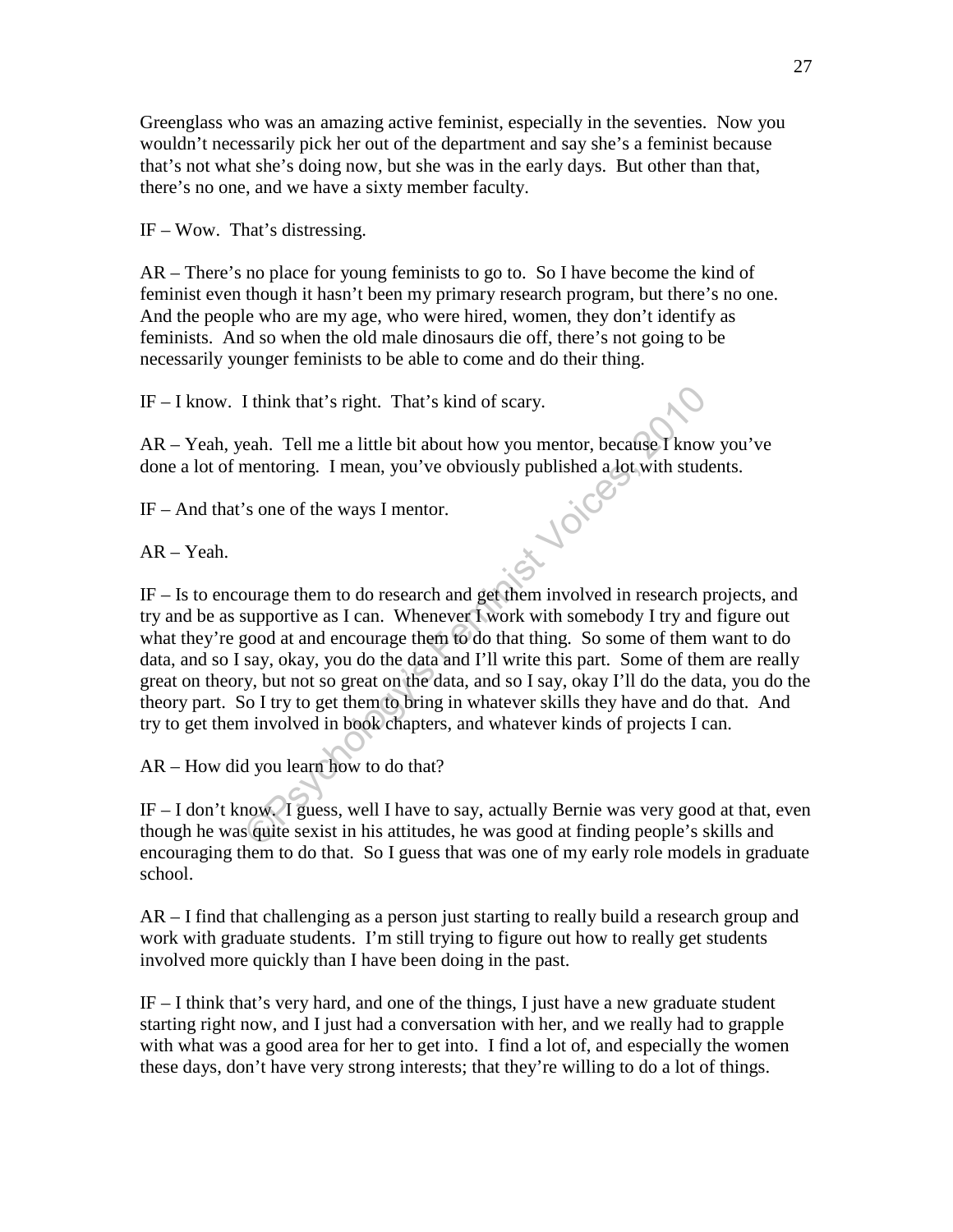Greenglass who was an amazing active feminist, especially in the seventies. Now you wouldn't necessarily pick her out of the department and say she's a feminist because that's not what she's doing now, but she was in the early days. But other than that, there's no one, and we have a sixty member faculty.

IF – Wow. That's distressing.

AR – There's no place for young feminists to go to. So I have become the kind of feminist even though it hasn't been my primary research program, but there's no one. And the people who are my age, who were hired, women, they don't identify as feminists. And so when the old male dinosaurs die off, there's not going to be necessarily younger feminists to be able to come and do their thing.

IF – I know. I think that's right. That's kind of scary.

AR – Yeah, yeah. Tell me a little bit about how you mentor, because I know you've done a lot of mentoring. I mean, you've obviously published a lot with students.

IF – And that's one of the ways I mentor.

AR – Yeah.

IF – Is to encourage them to do research and get them involved in research projects, and try and be as supportive as I can. Whenever I work with somebody I try and figure out what they're good at and encourage them to do that thing. So some of them want to do data, and so I say, okay, you do the data and I'll write this part. Some of them are really great on theory, but not so great on the data, and so I say, okay I'll do the data, you do the theory part. So I try to get them to bring in whatever skills they have and do that. And try to get them involved in book chapters, and whatever kinds of projects I can.

AR – How did you learn how to do that?

IF – I don't know. I guess, well I have to say, actually Bernie was very good at that, even though he was quite sexist in his attitudes, he was good at finding people's skills and encouraging them to do that. So I guess that was one of my early role models in graduate school.

AR – I find that challenging as a person just starting to really build a research group and work with graduate students. I'm still trying to figure out how to really get students involved more quickly than I have been doing in the past.

IF – I think that's very hard, and one of the things, I just have a new graduate student starting right now, and I just had a conversation with her, and we really had to grapple with what was a good area for her to get into. I find a lot of, and especially the women these days, don't have very strong interests; that they're willing to do a lot of things.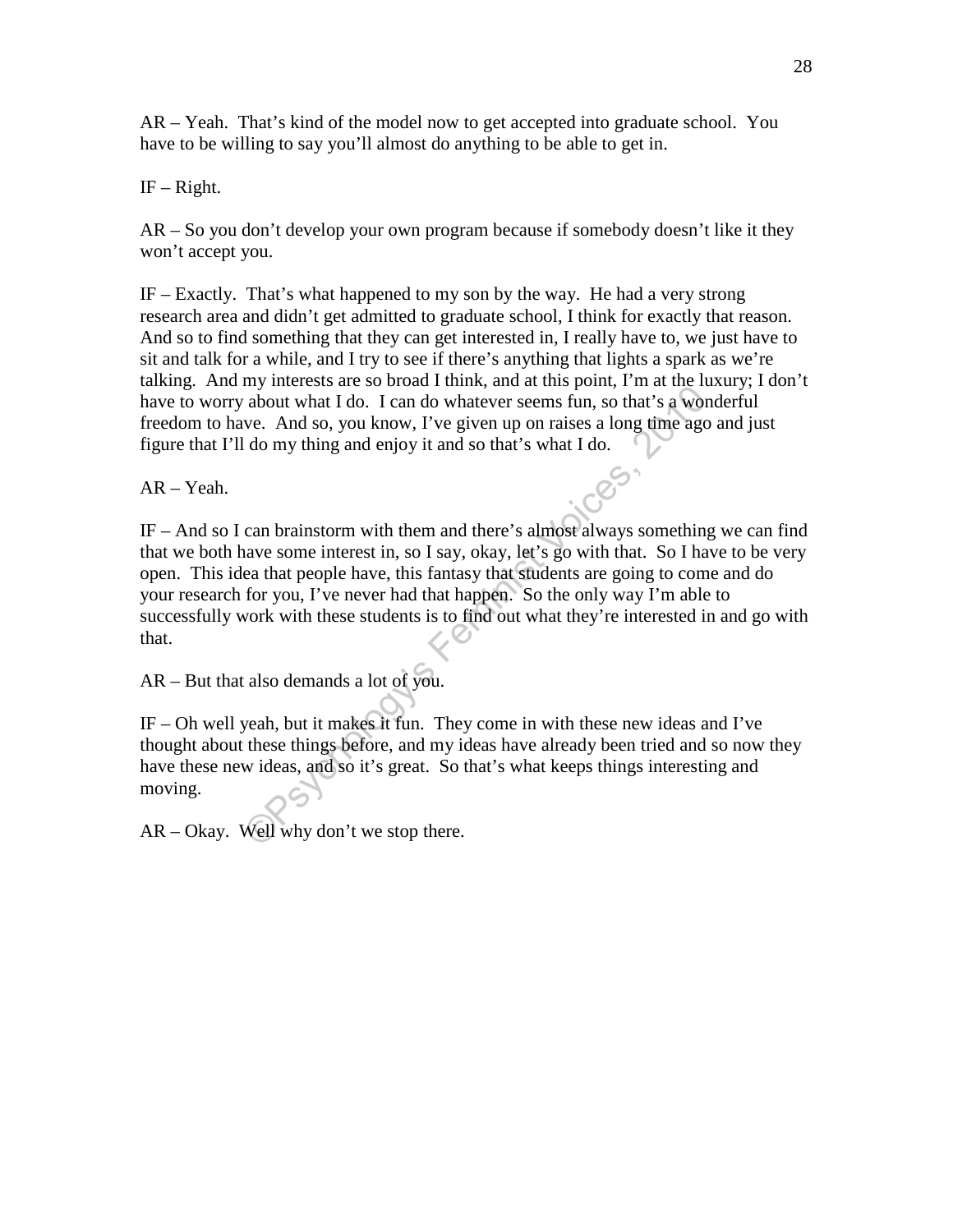AR – Yeah. That's kind of the model now to get accepted into graduate school. You have to be willing to say you'll almost do anything to be able to get in.

IF – Right.

AR – So you don't develop your own program because if somebody doesn't like it they won't accept you.

IF – Exactly. That's what happened to my son by the way. He had a very strong research area and didn't get admitted to graduate school, I think for exactly that reason. And so to find something that they can get interested in, I really have to, we just have to sit and talk for a while, and I try to see if there's anything that lights a spark as we're talking. And my interests are so broad I think, and at this point, I'm at the luxury; I don't have to worry about what I do. I can do whatever seems fun, so that's a wonderful freedom to have. And so, you know, I've given up on raises a long time ago and just figure that I'll do my thing and enjoy it and so that's what I do.

AR – Yeah.

IF – And so I can brainstorm with them and there's almost always something we can find that we both have some interest in, so I say, okay, let's go with that. So I have to be very open. This idea that people have, this fantasy that students are going to come and do your research for you, I've never had that happen. So the only way I'm able to successfully work with these students is to find out what they're interested in and go with that.

AR – But that also demands a lot of you.

IF – Oh well yeah, but it makes it fun. They come in with these new ideas and I've thought about these things before, and my ideas have already been tried and so now they have these new ideas, and so it's great. So that's what keeps things interesting and moving.

AR – Okay. Well why don't we stop there.